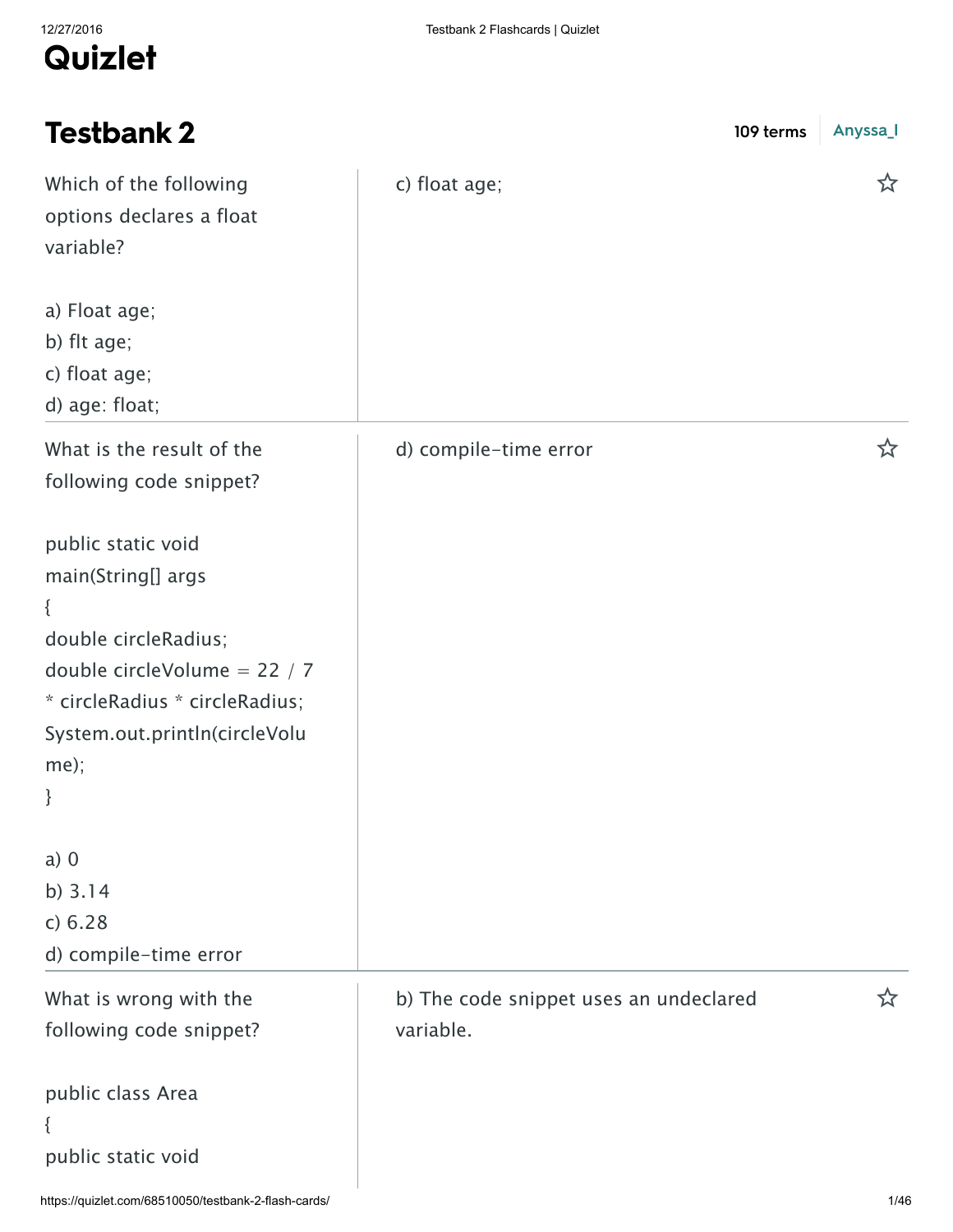# Quizlet

## Testbank 2

109 terms Anyssa_I

| Question | Answer |
| --- | --- |
| Which of the following options declares a float variable?<br><br>a) Float age;<br>b) flt age;<br>c) float age;<br>d) age: float; | c) float age; |
| What is the result of the following code snippet?<br><br>public static void main(String[] args)<br>{<br>double circleRadius;<br>double circleVolume = 22 / 7 * circleRadius * circleRadius;<br>System.out.println(circleVolume);<br>}<br><br>a) 0<br>b) 3.14<br>c) 6.28<br>d) compile-time error | d) compile-time error |
| What is wrong with the following code snippet?<br><br>public class Area<br>{<br>public static void | b) The code snippet uses an undeclared variable. |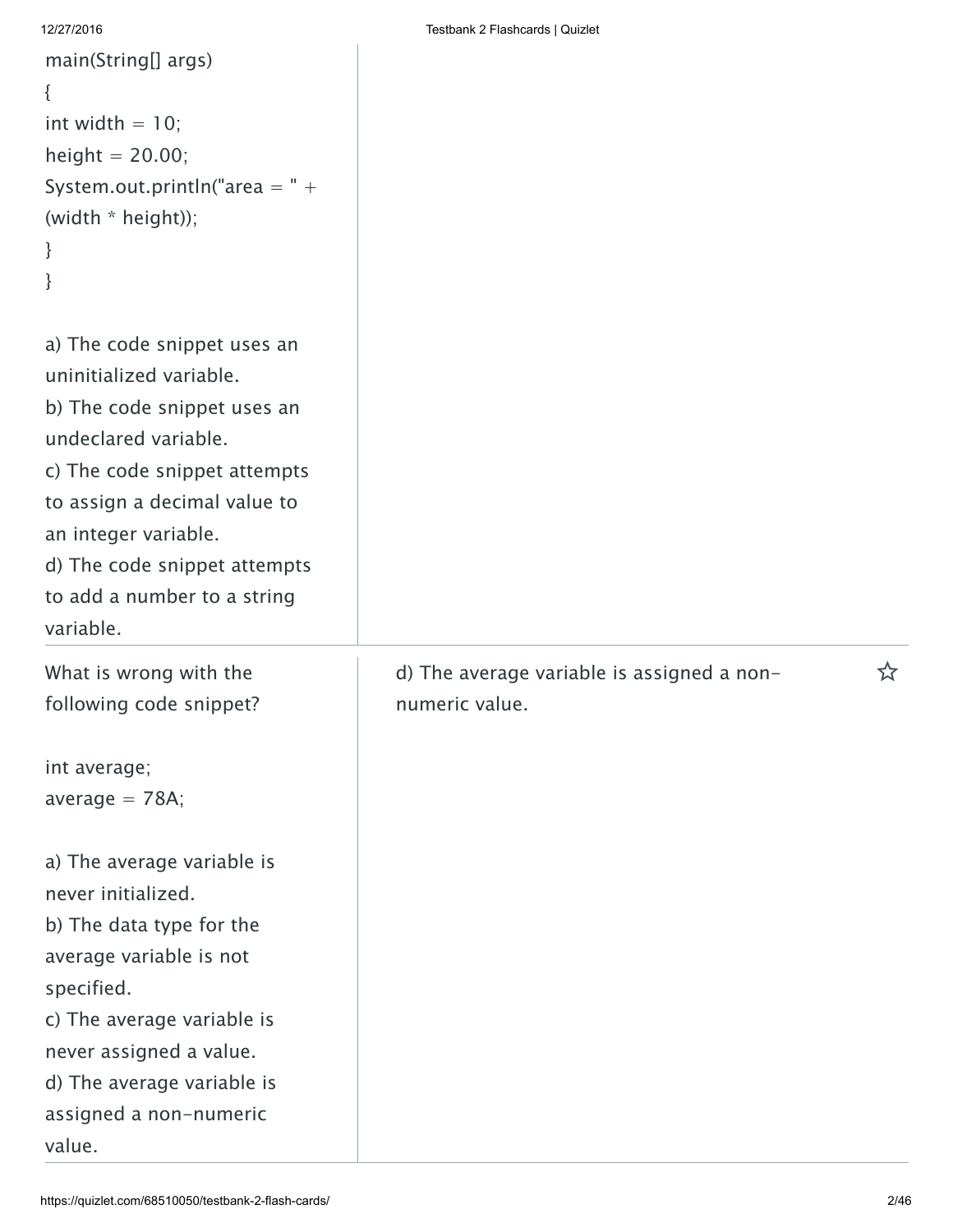```
main(String[] args)
{
int width = 10;
height = 20.00;
System.out.println("area = " +
(width * height));
}
}
```

a) The code snippet uses an uninitialized variable.
b) The code snippet uses an undeclared variable.
c) The code snippet attempts to assign a decimal value to an integer variable.
d) The code snippet attempts to add a number to a string variable.

---

What is wrong with the following code snippet?

```
int average;
average = 78A;
```

a) The average variable is never initialized.
b) The data type for the average variable is not specified.
c) The average variable is never assigned a value.
d) The average variable is assigned a non-numeric value.

**Answer:** d) The average variable is assigned a non-numeric value.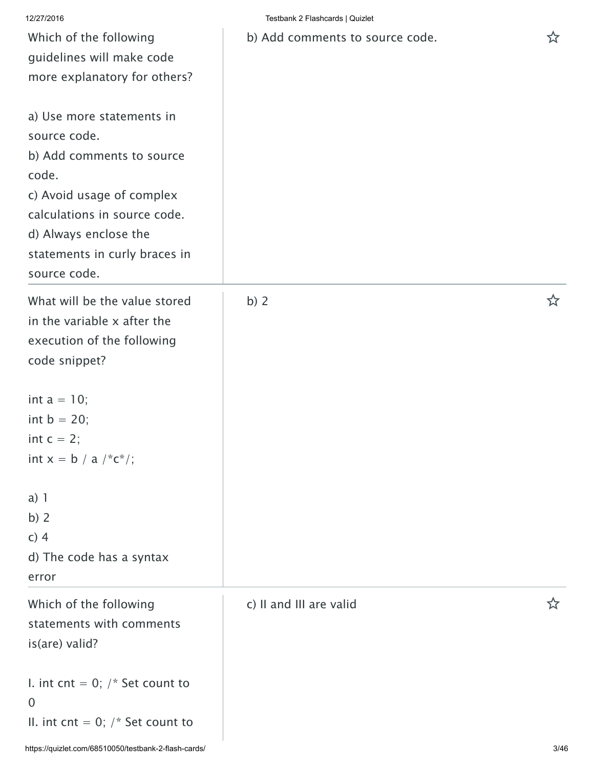Which of the following guidelines will make code more explanatory for others?

a) Use more statements in source code.
b) Add comments to source code.
c) Avoid usage of complex calculations in source code.
d) Always enclose the statements in curly braces in source code.

b) Add comments to source code.

---

What will be the value stored in the variable x after the execution of the following code snippet?

```
int a = 10;
int b = 20;
int c = 2;
int x = b / a /*c*/;
```

a) 1
b) 2
c) 4
d) The code has a syntax error

b) 2

---

Which of the following statements with comments is(are) valid?

I. int cnt = 0; /* Set count to 0
II. int cnt = 0; /* Set count to

c) II and III are valid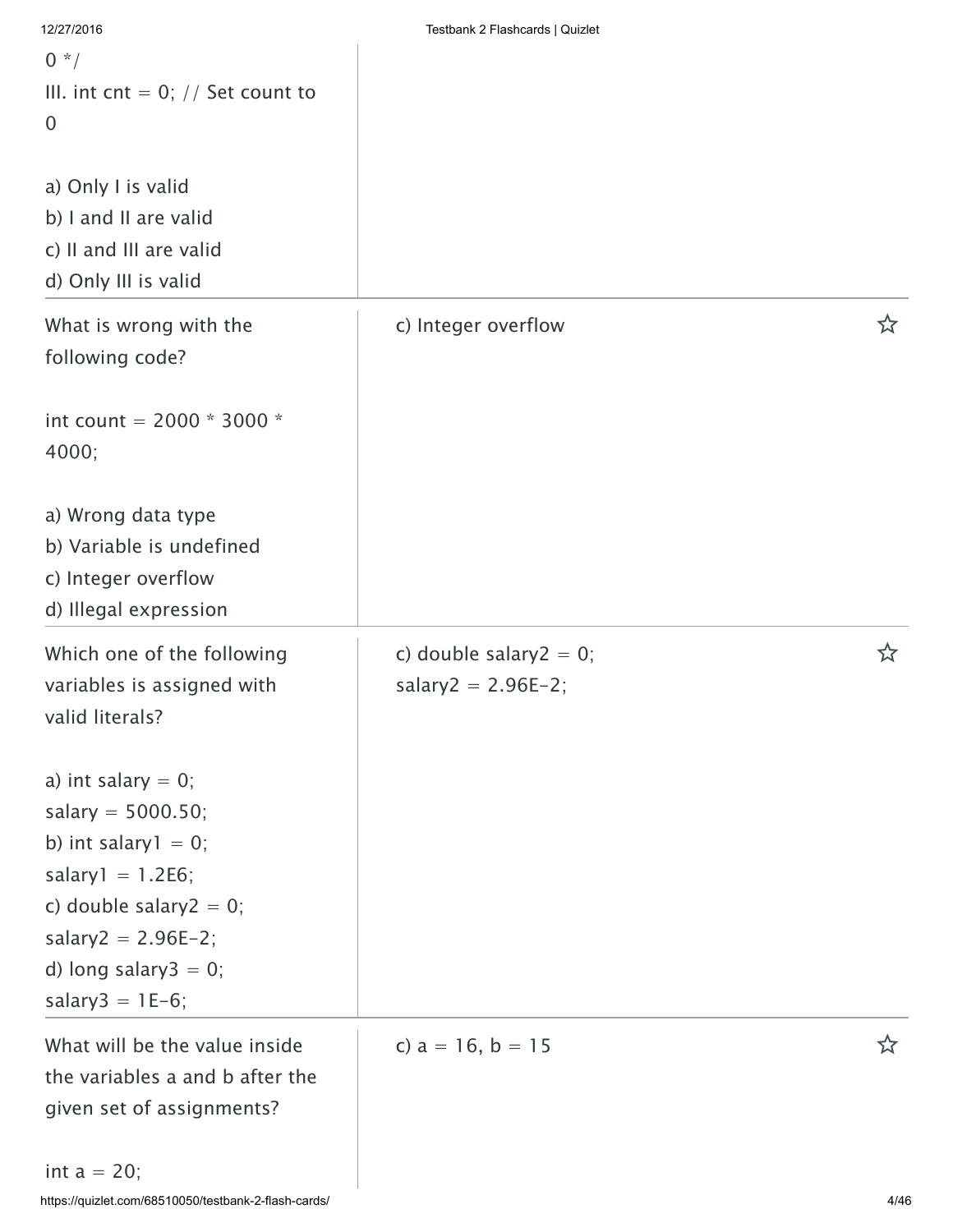0 */
III. int cnt = 0; // Set count to 0

a) Only I is valid
b) I and II are valid
c) II and III are valid
d) Only III is valid

| Term | Definition |
|---|---|
| What is wrong with the following code?<br><br>int count = 2000 * 3000 * 4000;<br><br>a) Wrong data type<br>b) Variable is undefined<br>c) Integer overflow<br>d) Illegal expression | c) Integer overflow |
| Which one of the following variables is assigned with valid literals?<br><br>a) int salary = 0;<br>salary = 5000.50;<br>b) int salary1 = 0;<br>salary1 = 1.2E6;<br>c) double salary2 = 0;<br>salary2 = 2.96E-2;<br>d) long salary3 = 0;<br>salary3 = 1E-6; | c) double salary2 = 0;<br>salary2 = 2.96E-2; |
| What will be the value inside the variables a and b after the given set of assignments?<br><br>int a = 20; | c) a = 16, b = 15 |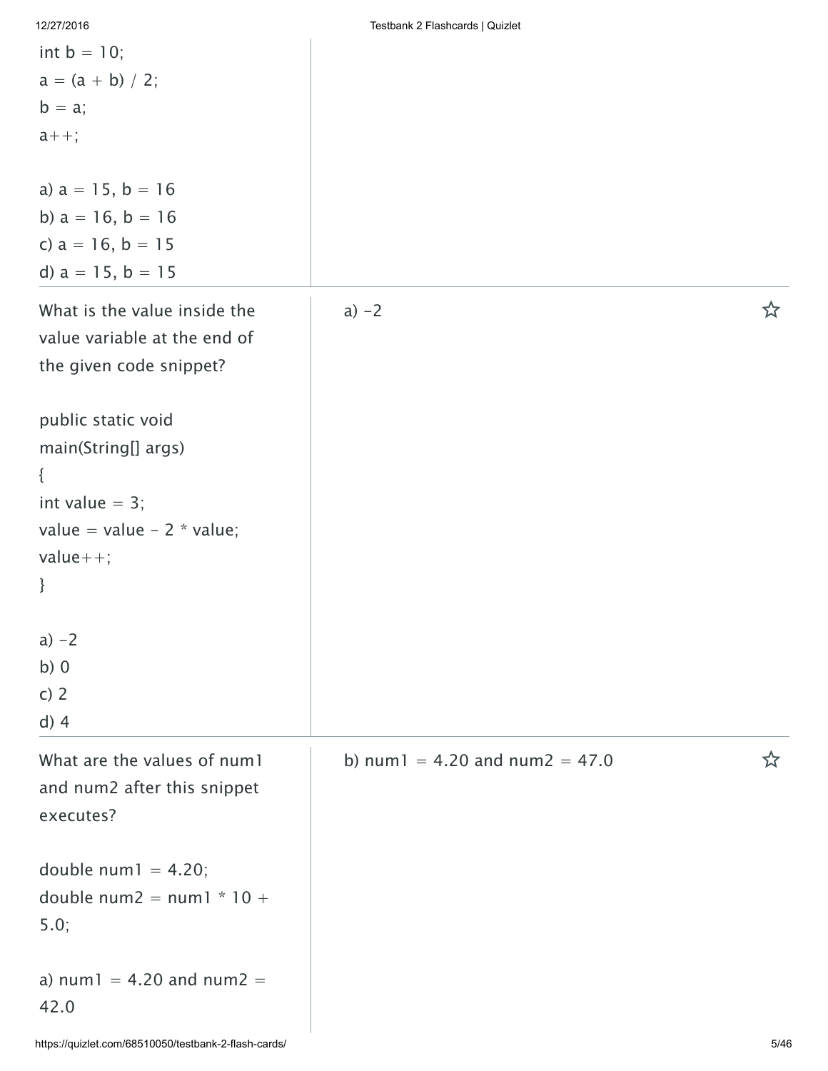```
int b = 10;
a = (a + b) / 2;
b = a;
a++;
```

a) a = 15, b = 16
b) a = 16, b = 16
c) a = 16, b = 15
d) a = 15, b = 15

---

What is the value inside the value variable at the end of the given code snippet?

```
public static void
main(String[] args)
{
int value = 3;
value = value - 2 * value;
value++;
}
```

a) -2
b) 0
c) 2
d) 4

**Answer:** a) -2

---

What are the values of num1 and num2 after this snippet executes?

```
double num1 = 4.20;
double num2 = num1 * 10 + 5.0;
```

a) num1 = 4.20 and num2 = 42.0

**Answer:** b) num1 = 4.20 and num2 = 47.0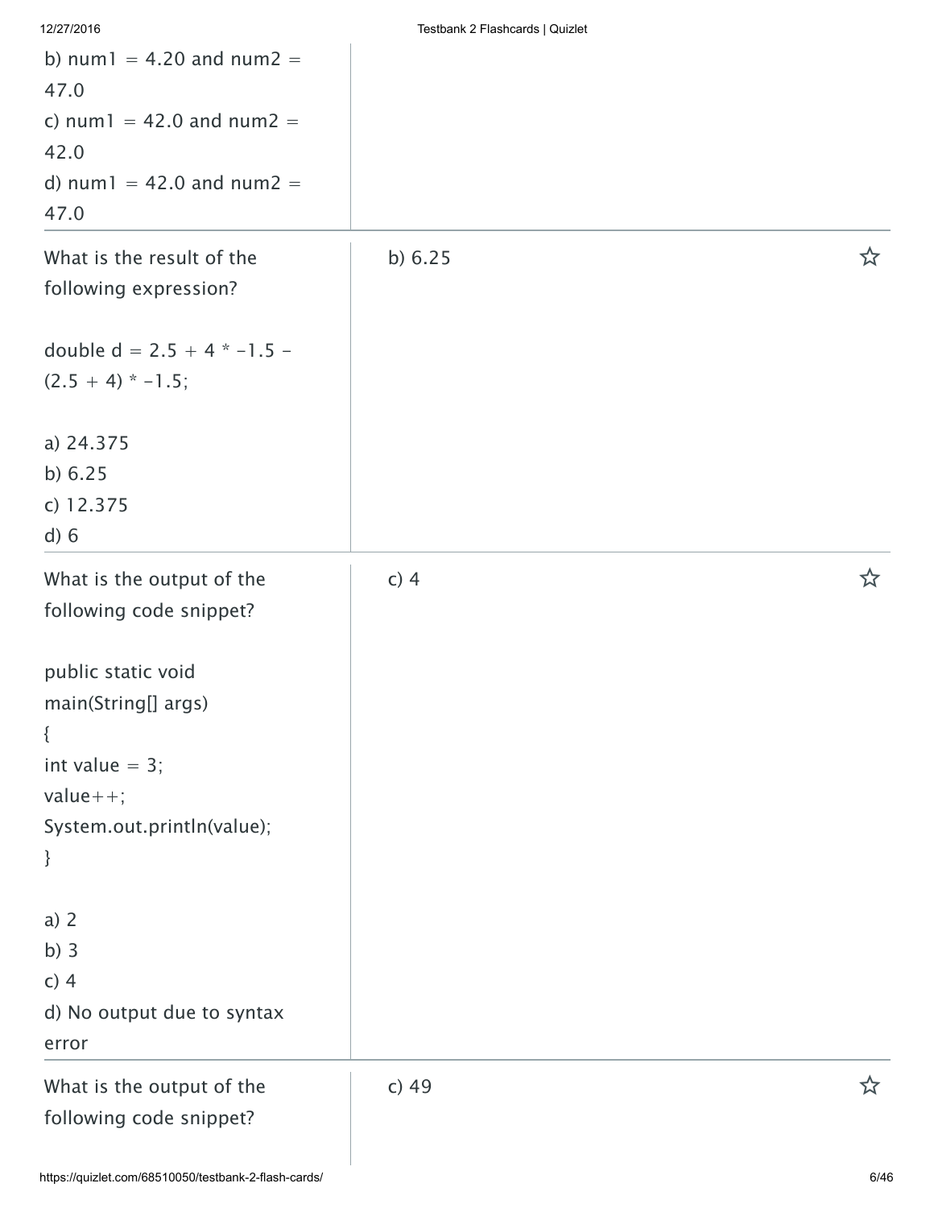b) num1 = 4.20 and num2 = 47.0
c) num1 = 42.0 and num2 = 42.0
d) num1 = 42.0 and num2 = 47.0

| Question | Answer |
| --- | --- |
| What is the result of the following expression?<br><br>double d = 2.5 + 4 * -1.5 - (2.5 + 4) * -1.5;<br><br>a) 24.375<br>b) 6.25<br>c) 12.375<br>d) 6 | b) 6.25 |
| What is the output of the following code snippet?<br><br>public static void main(String[] args)<br>{<br>int value = 3;<br>value++;<br>System.out.println(value);<br>}<br><br>a) 2<br>b) 3<br>c) 4<br>d) No output due to syntax error | c) 4 |
| What is the output of the following code snippet? | c) 49 |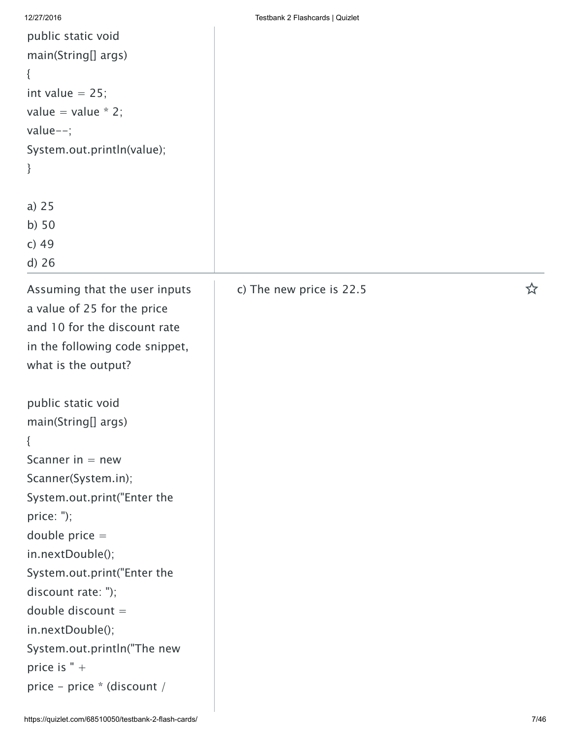```
public static void
main(String[] args)
{
int value = 25;
value = value * 2;
value--;
System.out.println(value);
}
```

a) 25
b) 50
c) 49
d) 26

---

Assuming that the user inputs a value of 25 for the price and 10 for the discount rate in the following code snippet, what is the output?

```
public static void
main(String[] args)
{
Scanner in = new
Scanner(System.in);
System.out.print("Enter the
price: ");
double price =
in.nextDouble();
System.out.print("Enter the
discount rate: ");
double discount =
in.nextDouble();
System.out.println("The new
price is " +
price - price * (discount /
```

c) The new price is 22.5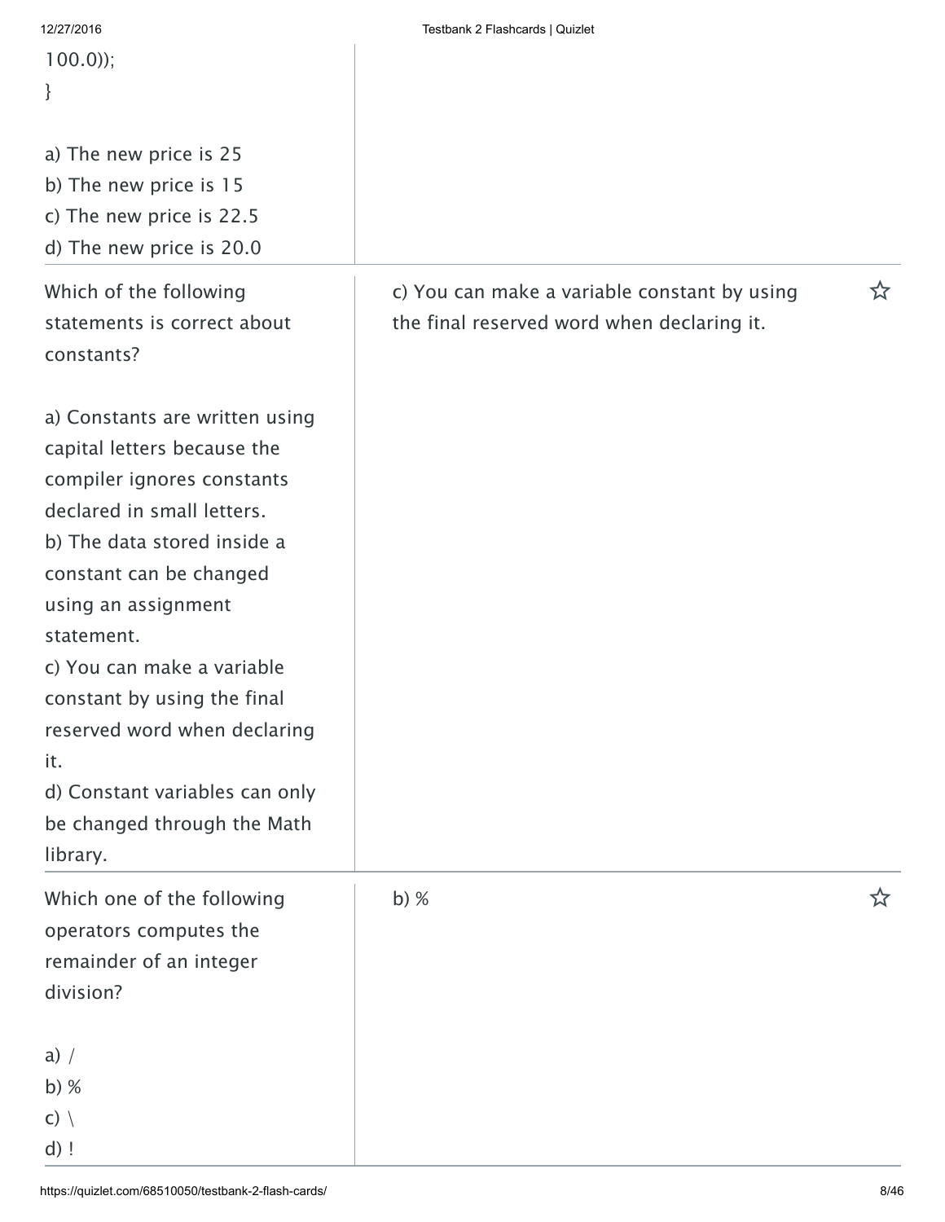```
100.0));
}
```

a) The new price is 25
b) The new price is 15
c) The new price is 22.5
d) The new price is 20.0

| Term | Definition |
|---|---|
| Which of the following statements is correct about constants?<br><br>a) Constants are written using capital letters because the compiler ignores constants declared in small letters.<br>b) The data stored inside a constant can be changed using an assignment statement.<br>c) You can make a variable constant by using the final reserved word when declaring it.<br>d) Constant variables can only be changed through the Math library. | c) You can make a variable constant by using the final reserved word when declaring it. |
| Which one of the following operators computes the remainder of an integer division?<br><br>a) /<br>b) %<br>c) \\<br>d) ! | b) % |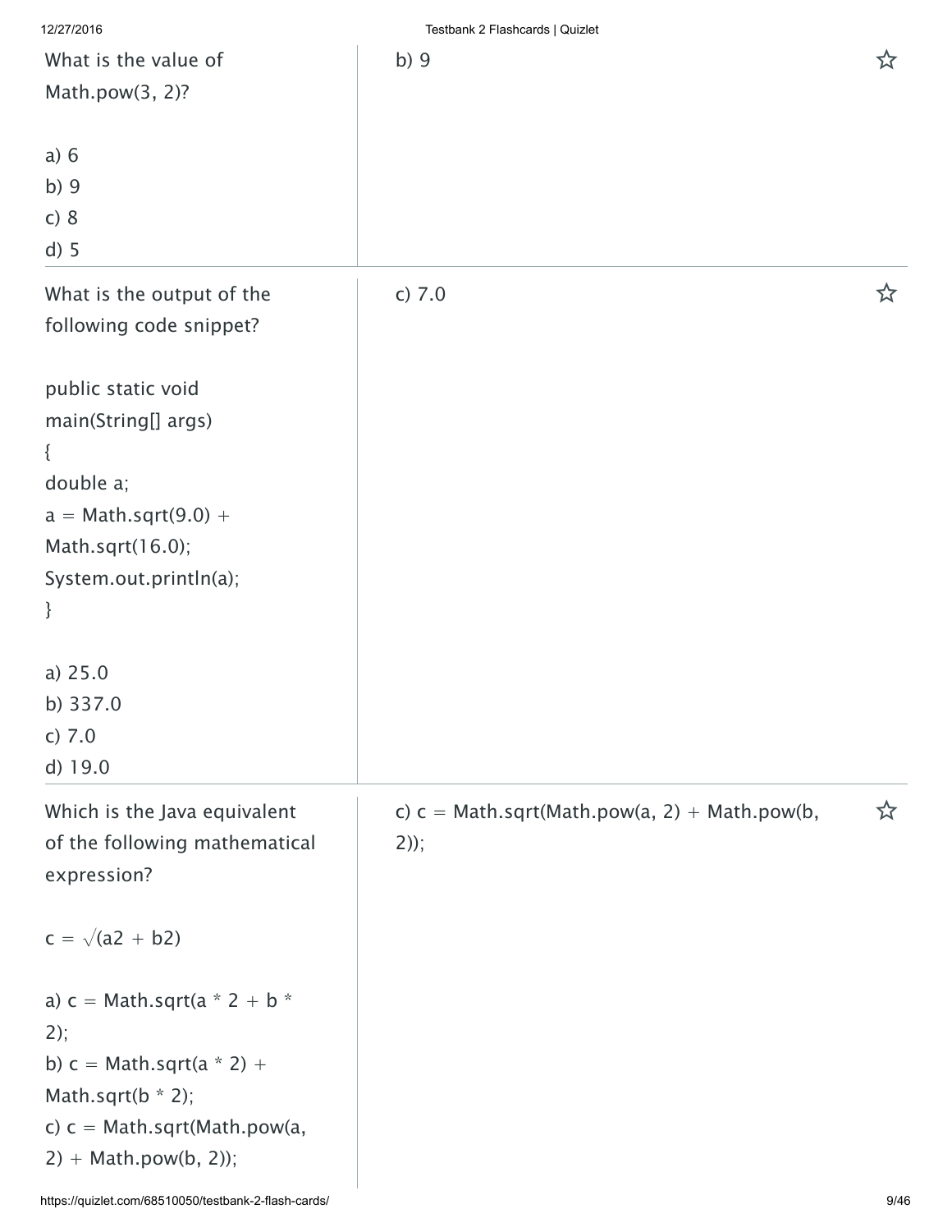What is the value of Math.pow(3, 2)?

a) 6
b) 9
c) 8
d) 5

b) 9

---

What is the output of the following code snippet?

```
public static void
main(String[] args)
{
double a;
a = Math.sqrt(9.0) +
Math.sqrt(16.0);
System.out.println(a);
}
```

a) 25.0
b) 337.0
c) 7.0
d) 19.0

c) 7.0

---

Which is the Java equivalent of the following mathematical expression?

c = √(a2 + b2)

a) c = Math.sqrt(a * 2 + b * 2);
b) c = Math.sqrt(a * 2) + Math.sqrt(b * 2);
c) c = Math.sqrt(Math.pow(a, 2) + Math.pow(b, 2));

c) c = Math.sqrt(Math.pow(a, 2) + Math.pow(b, 2));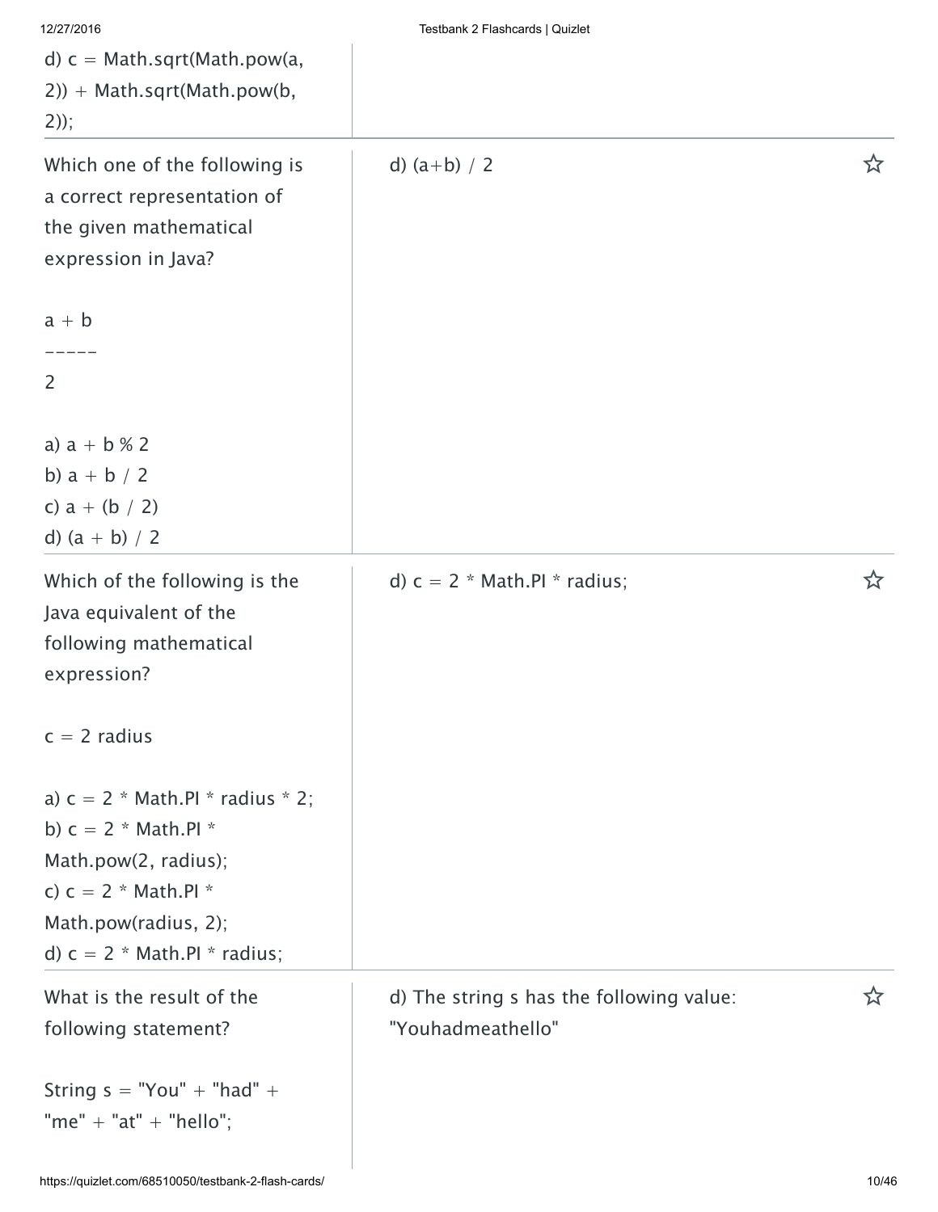d) c = Math.sqrt(Math.pow(a, 2)) + Math.sqrt(Math.pow(b, 2));

---

**Which one of the following is a correct representation of the given mathematical expression in Java?**

```
a + b
-----
2
```

a) a + b % 2
b) a + b / 2
c) a + (b / 2)
d) (a + b) / 2

**Answer:** d) (a+b) / 2

---

**Which of the following is the Java equivalent of the following mathematical expression?**

c = 2 radius

a) c = 2 * Math.PI * radius * 2;
b) c = 2 * Math.PI * Math.pow(2, radius);
c) c = 2 * Math.PI * Math.pow(radius, 2);
d) c = 2 * Math.PI * radius;

**Answer:** d) c = 2 * Math.PI * radius;

---

**What is the result of the following statement?**

```java
String s = "You" + "had" + "me" + "at" + "hello";
```

**Answer:** d) The string s has the following value: "Youhadmeathello"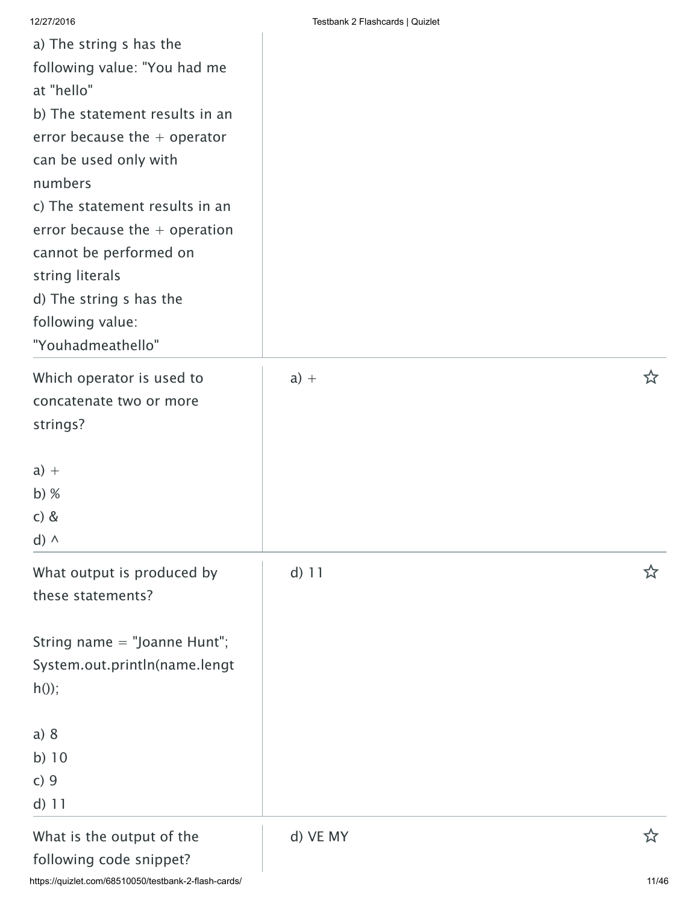a) The string s has the following value: "You had me at "hello"
b) The statement results in an error because the + operator can be used only with numbers
c) The statement results in an error because the + operation cannot be performed on string literals
d) The string s has the following value: "Youhadmeathello"

| Question | Answer |
|---|---|
| Which operator is used to concatenate two or more strings?<br><br>a) +<br>b) %<br>c) &<br>d) ^ | a) + |
| What output is produced by these statements?<br><br>String name = "Joanne Hunt";<br>System.out.println(name.length());<br><br>a) 8<br>b) 10<br>c) 9<br>d) 11 | d) 11 |
| What is the output of the following code snippet? | d) VE MY |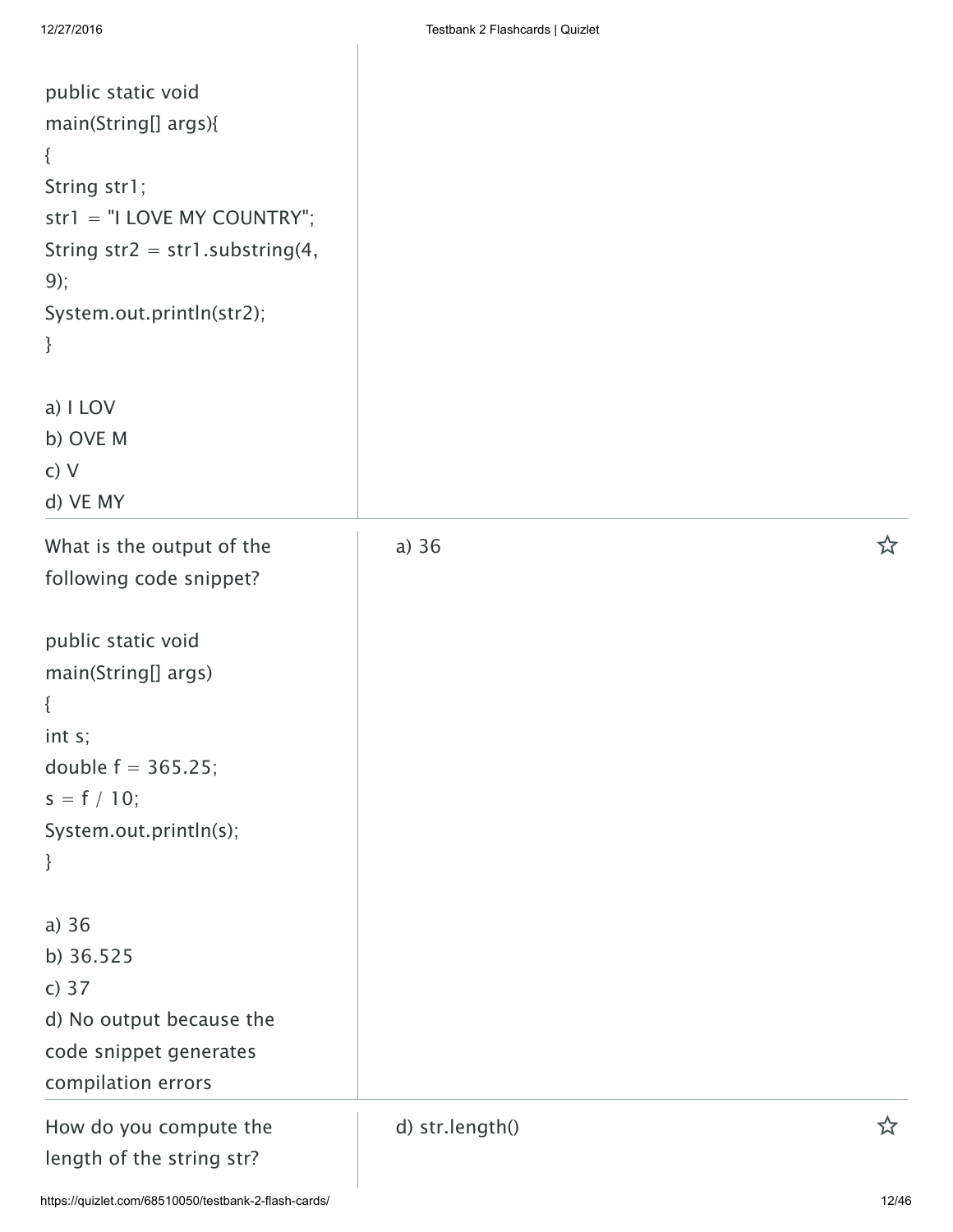```
public static void
main(String[] args){
{
String str1;
str1 = "I LOVE MY COUNTRY";
String str2 = str1.substring(4,
9);
System.out.println(str2);
}
```

a) I LOV
b) OVE M
c) V
d) VE MY

---

What is the output of the following code snippet?

```
public static void
main(String[] args)
{
int s;
double f = 365.25;
s = f / 10;
System.out.println(s);
}
```

a) 36
b) 36.525
c) 37
d) No output because the code snippet generates compilation errors

**Answer:** a) 36

---

How do you compute the length of the string str?

**Answer:** d) str.length()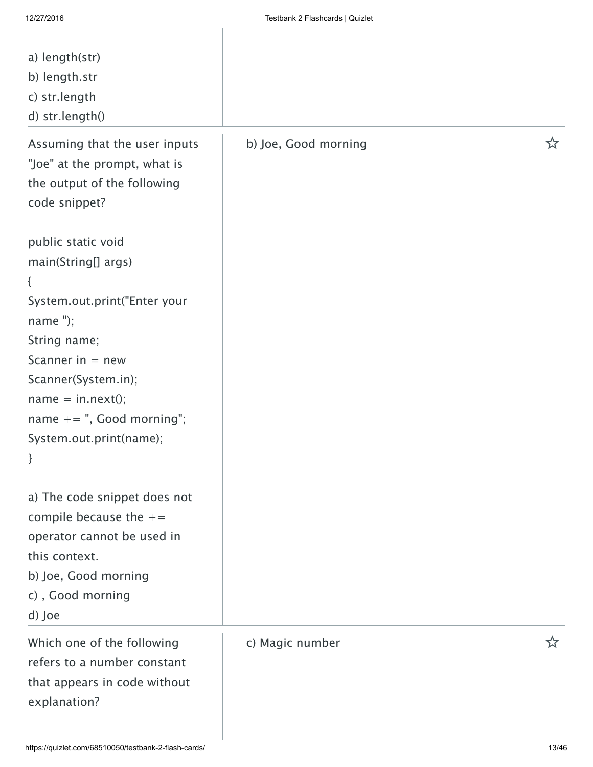a) length(str)
b) length.str
c) str.length
d) str.length()

| | |
|---|---|
| Assuming that the user inputs "Joe" at the prompt, what is the output of the following code snippet? | b) Joe, Good morning |

```
public static void
main(String[] args)
{
System.out.print("Enter your
name ");
String name;
Scanner in = new
Scanner(System.in);
name = in.next();
name += ", Good morning";
System.out.print(name);
}
```

a) The code snippet does not compile because the += operator cannot be used in this context.
b) Joe, Good morning
c) , Good morning
d) Joe

| | |
|---|---|
| Which one of the following refers to a number constant that appears in code without explanation? | c) Magic number |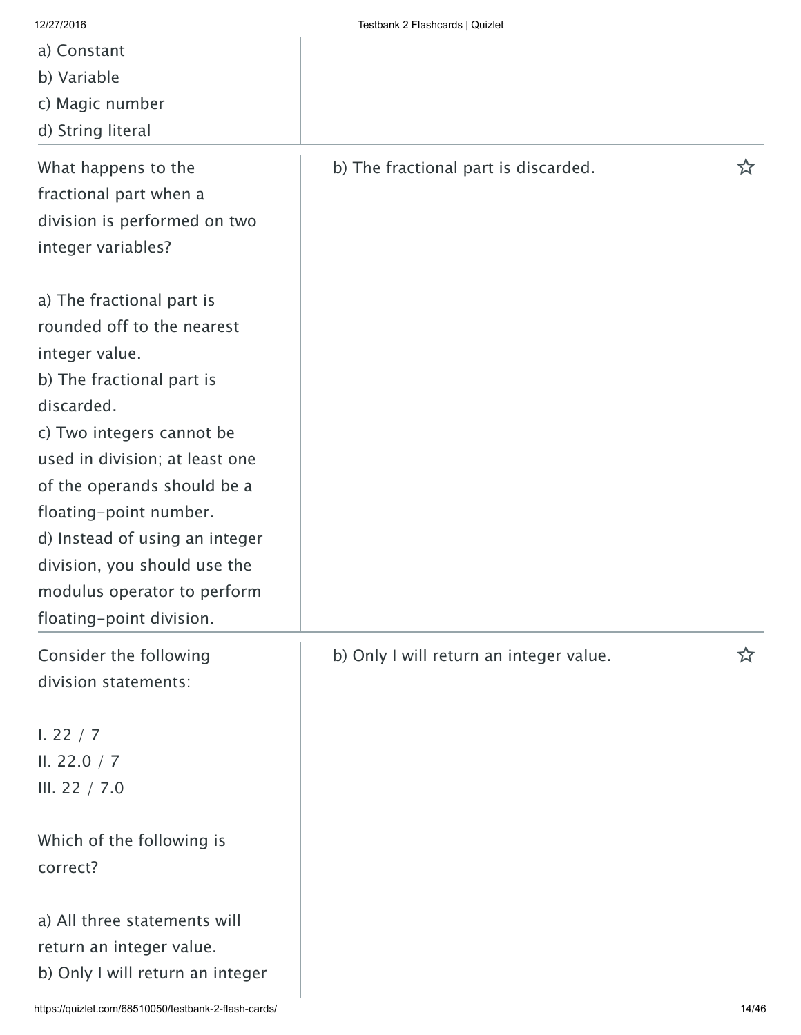a) Constant
b) Variable
c) Magic number
d) String literal

---

What happens to the fractional part when a division is performed on two integer variables?

a) The fractional part is rounded off to the nearest integer value.
b) The fractional part is discarded.
c) Two integers cannot be used in division; at least one of the operands should be a floating-point number.
d) Instead of using an integer division, you should use the modulus operator to perform floating-point division.

**Answer:** b) The fractional part is discarded.

---

Consider the following division statements:

I. 22 / 7
II. 22.0 / 7
III. 22 / 7.0

Which of the following is correct?

a) All three statements will return an integer value.
b) Only I will return an integer

**Answer:** b) Only I will return an integer value.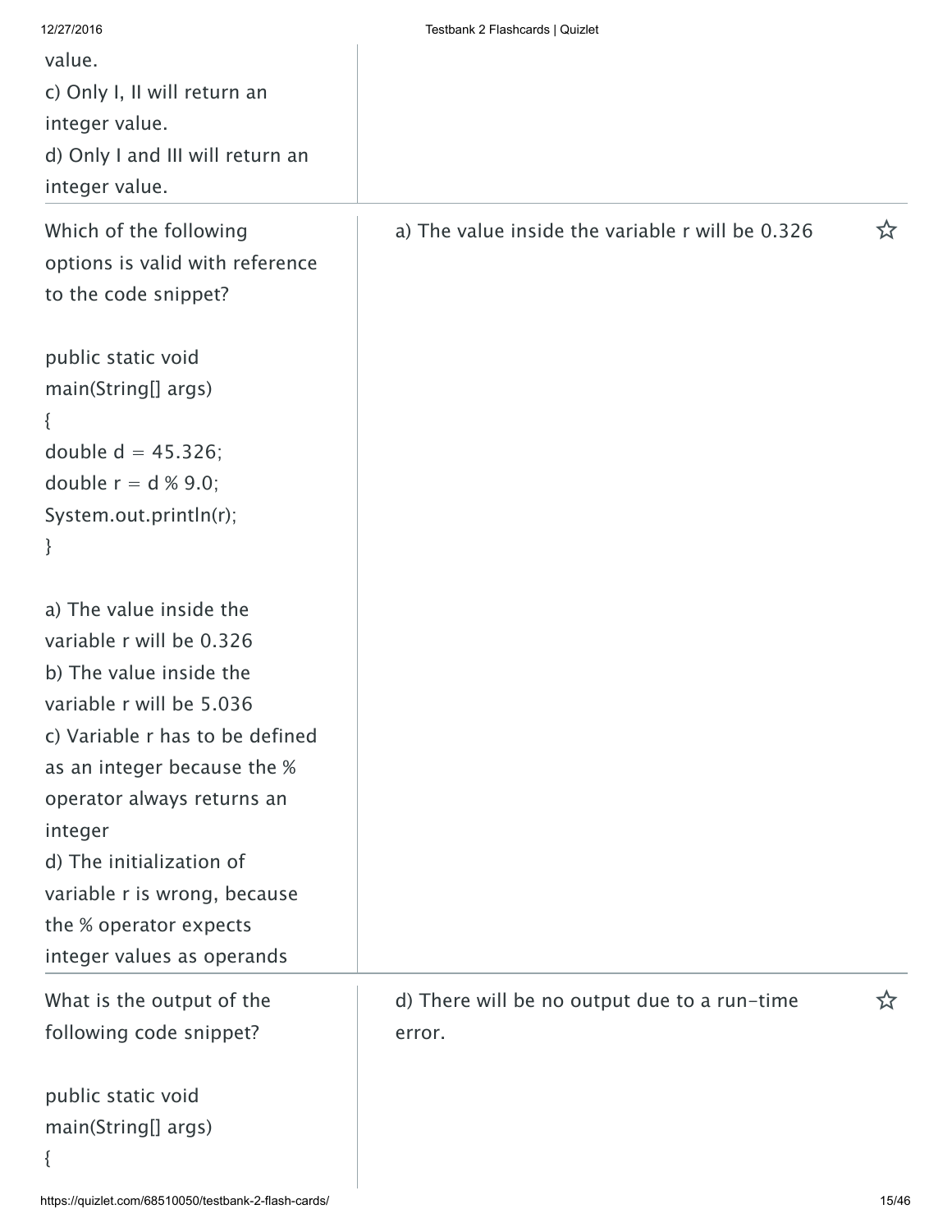value.
c) Only I, II will return an integer value.
d) Only I and III will return an integer value.

| | |
|---|---|
| Which of the following options is valid with reference to the code snippet?<br><br>`public static void main(String[] args)`<br>`{`<br>`double d = 45.326;`<br>`double r = d % 9.0;`<br>`System.out.println(r);`<br>`}`<br><br>a) The value inside the variable r will be 0.326<br>b) The value inside the variable r will be 5.036<br>c) Variable r has to be defined as an integer because the % operator always returns an integer<br>d) The initialization of variable r is wrong, because the % operator expects integer values as operands | a) The value inside the variable r will be 0.326 |
| What is the output of the following code snippet?<br><br>`public static void main(String[] args)`<br>`{` | d) There will be no output due to a run-time error. |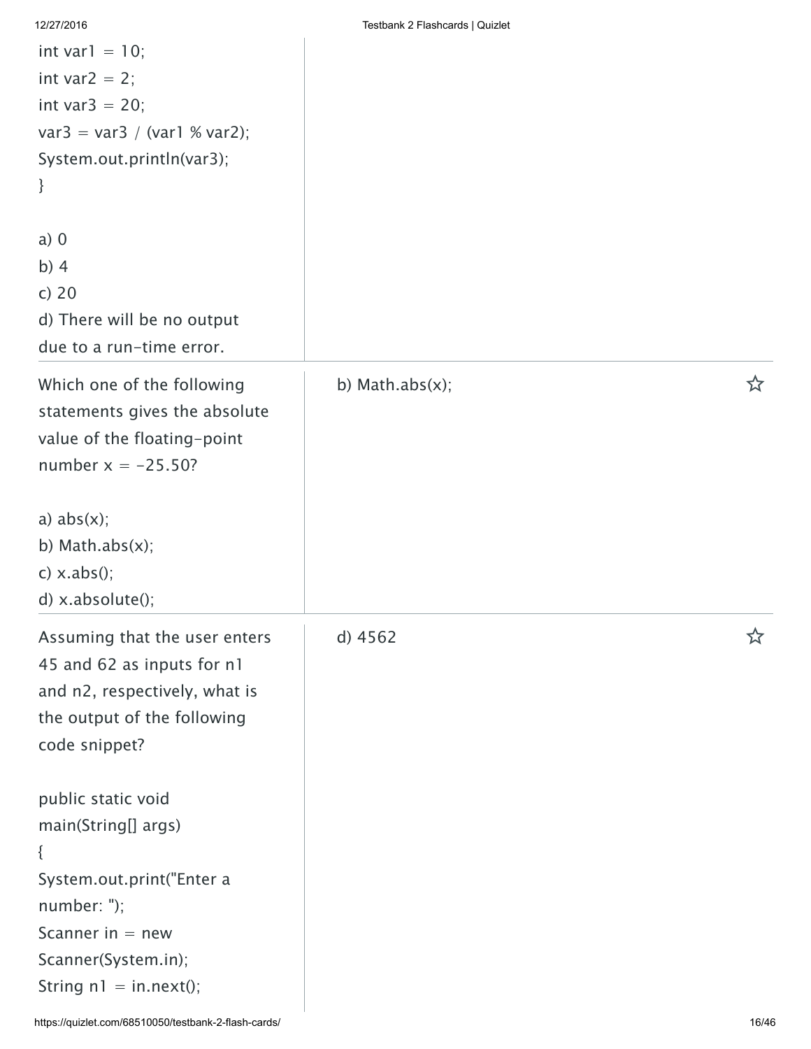```
int var1 = 10;
int var2 = 2;
int var3 = 20;
var3 = var3 / (var1 % var2);
System.out.println(var3);
}
```

a) 0
b) 4
c) 20
d) There will be no output due to a run-time error.

---

Which one of the following statements gives the absolute value of the floating-point number x = -25.50?

a) abs(x);
b) Math.abs(x);
c) x.abs();
d) x.absolute();

**Answer:** b) Math.abs(x);

---

Assuming that the user enters 45 and 62 as inputs for n1 and n2, respectively, what is the output of the following code snippet?

```
public static void main(String[] args)
{
System.out.print("Enter a number: ");
Scanner in = new Scanner(System.in);
String n1 = in.next();
```

**Answer:** d) 4562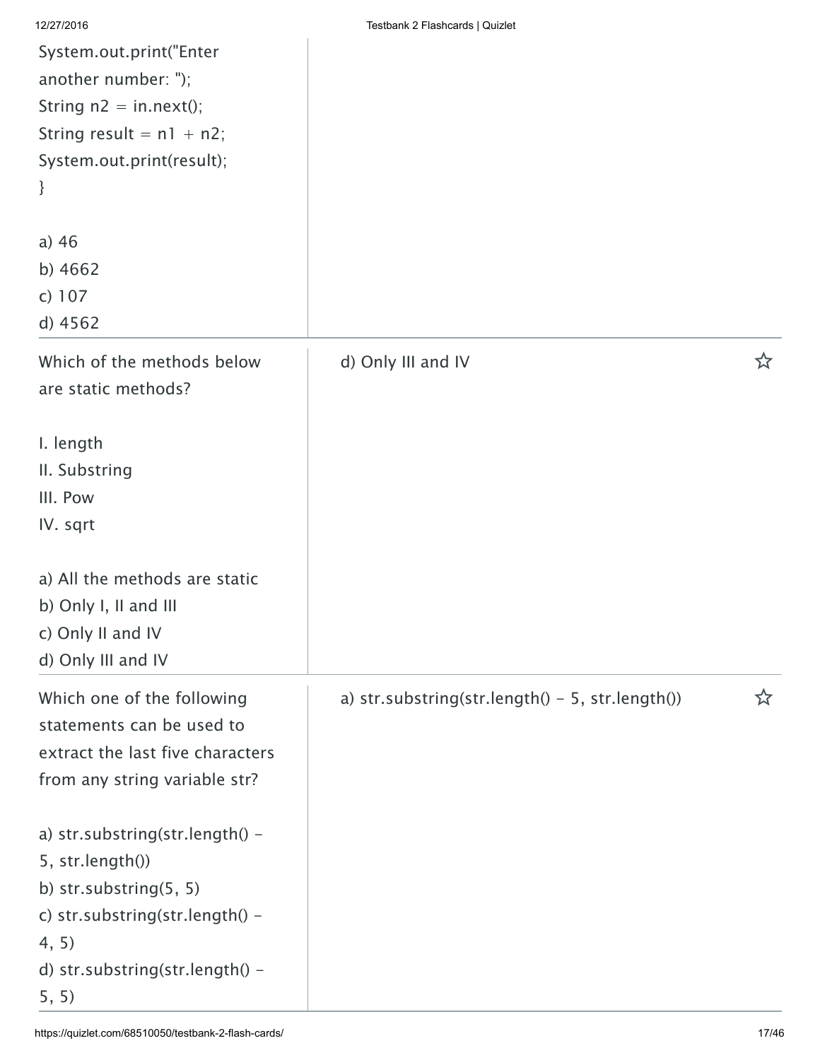```
System.out.print("Enter
another number: ");
String n2 = in.next();
String result = n1 + n2;
System.out.print(result);
}
```

a) 46
b) 4662
c) 107
d) 4562

---

Which of the methods below are static methods?

I. length
II. Substring
III. Pow
IV. sqrt

a) All the methods are static
b) Only I, II and III
c) Only II and IV
d) Only III and IV

**Answer:** d) Only III and IV

---

Which one of the following statements can be used to extract the last five characters from any string variable str?

a) str.substring(str.length() - 5, str.length())
b) str.substring(5, 5)
c) str.substring(str.length() - 4, 5)
d) str.substring(str.length() - 5, 5)

**Answer:** a) str.substring(str.length() - 5, str.length())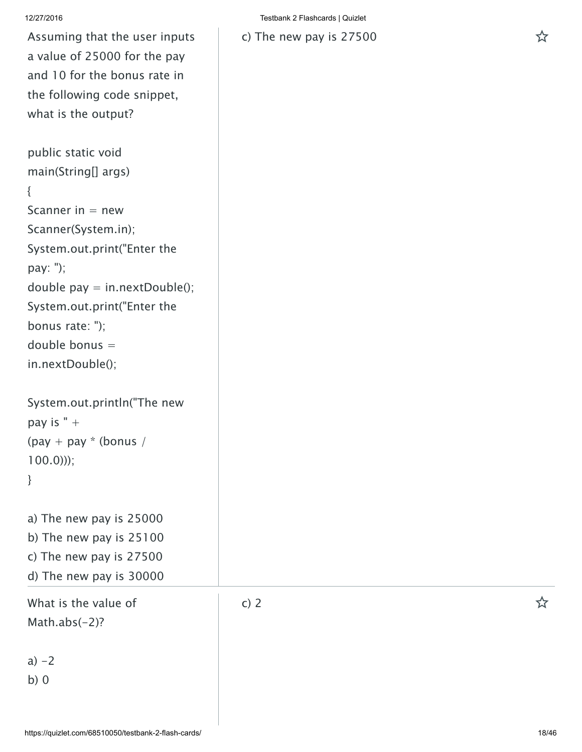Assuming that the user inputs a value of 25000 for the pay and 10 for the bonus rate in the following code snippet, what is the output?

```
public static void main(String[] args)
{
Scanner in = new Scanner(System.in);
System.out.print("Enter the pay: ");
double pay = in.nextDouble();
System.out.print("Enter the bonus rate: ");
double bonus = in.nextDouble();

System.out.println("The new pay is " +
(pay + pay * (bonus / 100.0)));
}
```

a) The new pay is 25000
b) The new pay is 25100
c) The new pay is 27500
d) The new pay is 30000

c) The new pay is 27500

---

What is the value of Math.abs(-2)?

a) -2
b) 0

c) 2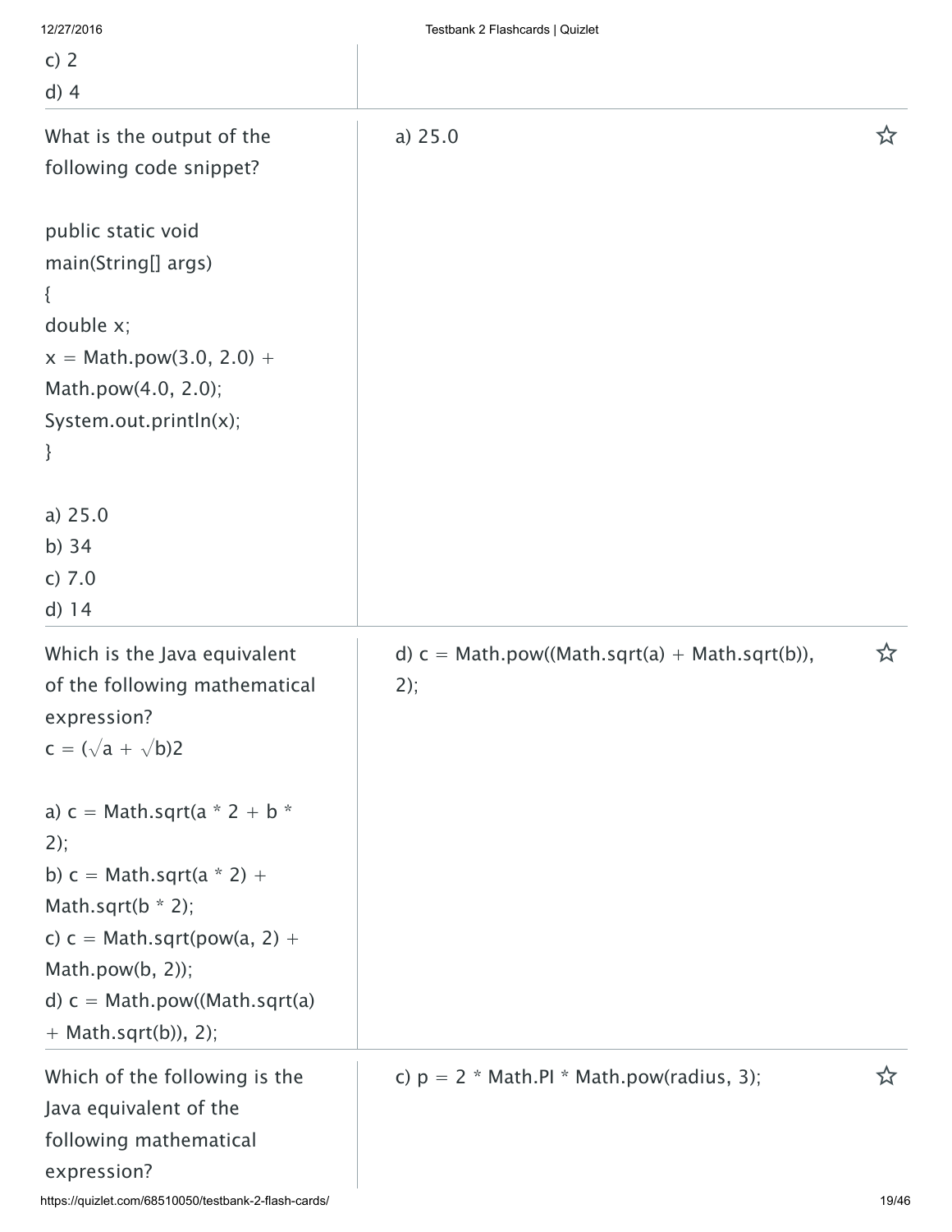c) 2
d) 4

---

What is the output of the following code snippet?

```
public static void
main(String[] args)
{
double x;
x = Math.pow(3.0, 2.0) +
Math.pow(4.0, 2.0);
System.out.println(x);
}
```

a) 25.0
b) 34
c) 7.0
d) 14

**Answer:** a) 25.0

---

Which is the Java equivalent of the following mathematical expression?

$c = (\sqrt{a} + \sqrt{b})2$

a) c = Math.sqrt(a * 2 + b * 2);
b) c = Math.sqrt(a * 2) + Math.sqrt(b * 2);
c) c = Math.sqrt(pow(a, 2) + Math.pow(b, 2));
d) c = Math.pow((Math.sqrt(a) + Math.sqrt(b)), 2);

**Answer:** d) c = Math.pow((Math.sqrt(a) + Math.sqrt(b)), 2);

---

Which of the following is the Java equivalent of the following mathematical expression?

**Answer:** c) p = 2 * Math.PI * Math.pow(radius, 3);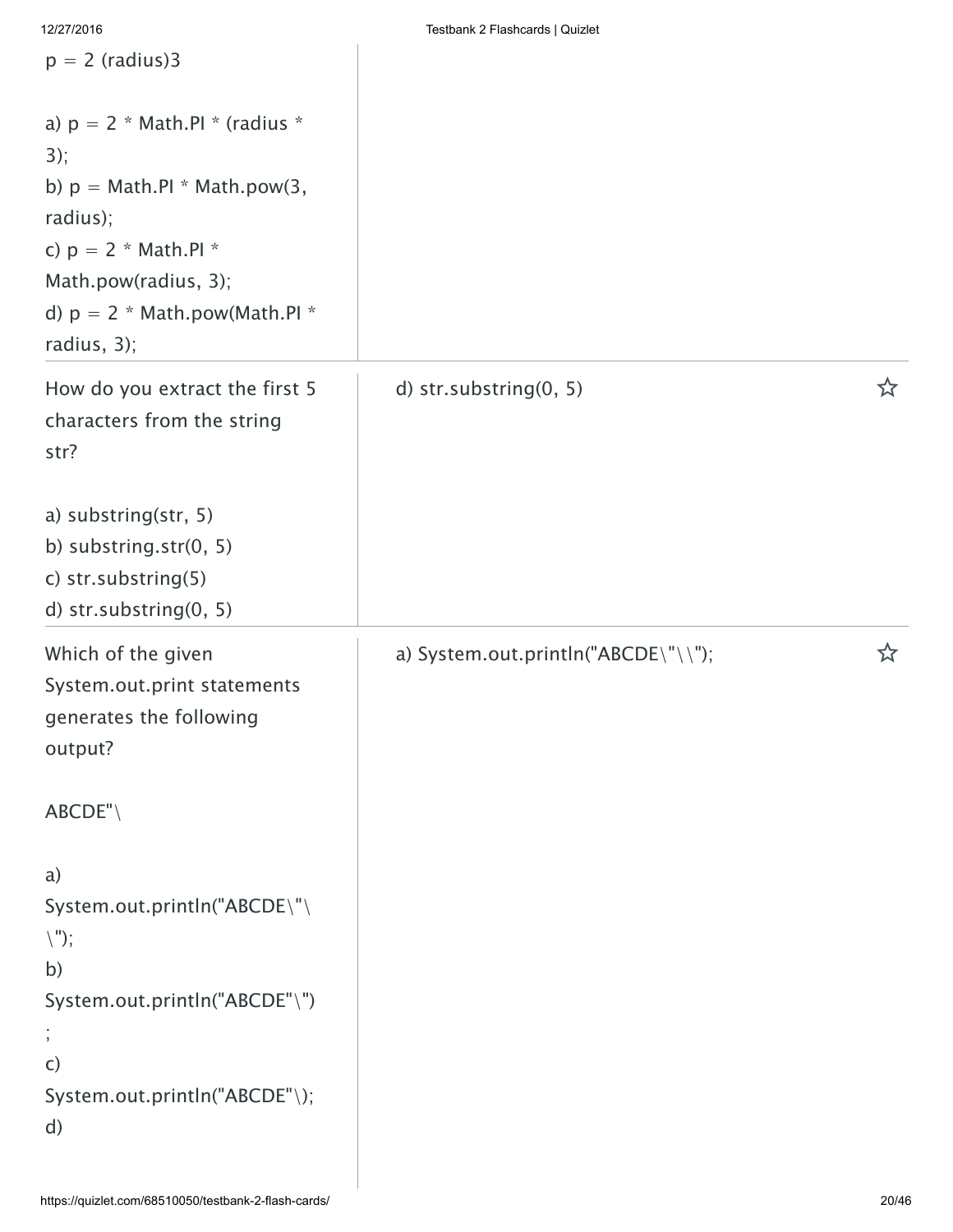p = 2 (radius)3

a) p = 2 * Math.PI * (radius * 3);
b) p = Math.PI * Math.pow(3, radius);
c) p = 2 * Math.PI * Math.pow(radius, 3);
d) p = 2 * Math.pow(Math.PI * radius, 3);

---

How do you extract the first 5 characters from the string str?

a) substring(str, 5)
b) substring.str(0, 5)
c) str.substring(5)
d) str.substring(0, 5)

d) str.substring(0, 5)

---

Which of the given System.out.print statements generates the following output?

ABCDE"\

a) System.out.println("ABCDE\"\\");
b) System.out.println("ABCDE"\");
c) System.out.println("ABCDE"\);
d)

a) System.out.println("ABCDE\"\\");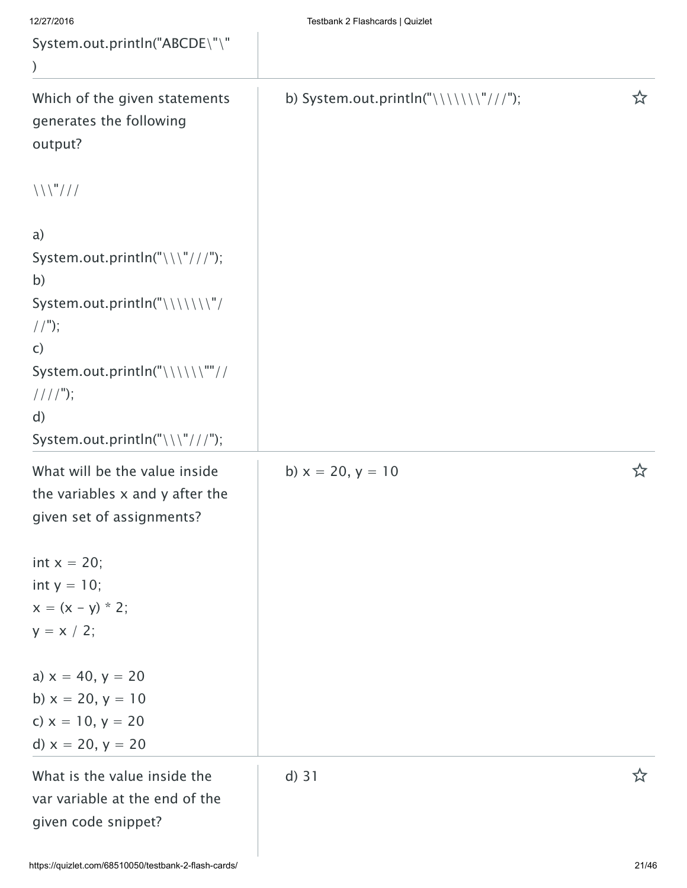```
System.out.println("ABCDE\"\"
)
```

---

Which of the given statements generates the following output?

\\\"///

a)
```
System.out.println("\\\"///");
```
b)
```
System.out.println("\\\\\\\"///");
```
c)
```
System.out.println("\\\\\\""//////");
```
d)
```
System.out.println("\\\"///");
```

**Answer:** b) System.out.println("\\\\\\\"///");

---

What will be the value inside the variables x and y after the given set of assignments?

```
int x = 20;
int y = 10;
x = (x - y) * 2;
y = x / 2;
```

a) x = 40, y = 20
b) x = 20, y = 10
c) x = 10, y = 20
d) x = 20, y = 20

**Answer:** b) x = 20, y = 10

---

What is the value inside the var variable at the end of the given code snippet?

**Answer:** d) 31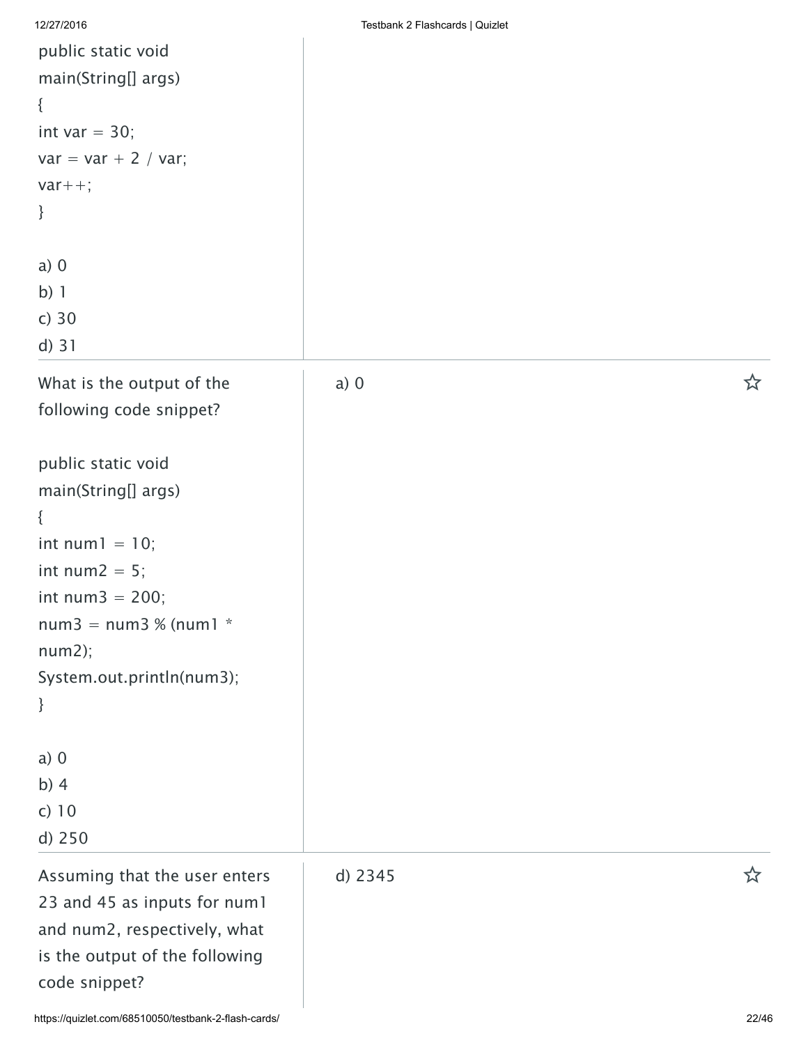```
public static void
main(String[] args)
{
int var = 30;
var = var + 2 / var;
var++;
}
```

a) 0
b) 1
c) 30
d) 31

---

What is the output of the following code snippet?

```
public static void
main(String[] args)
{
int num1 = 10;
int num2 = 5;
int num3 = 200;
num3 = num3 % (num1 *
num2);
System.out.println(num3);
}
```

a) 0
b) 4
c) 10
d) 250

**Answer:** a) 0

---

Assuming that the user enters 23 and 45 as inputs for num1 and num2, respectively, what is the output of the following code snippet?

**Answer:** d) 2345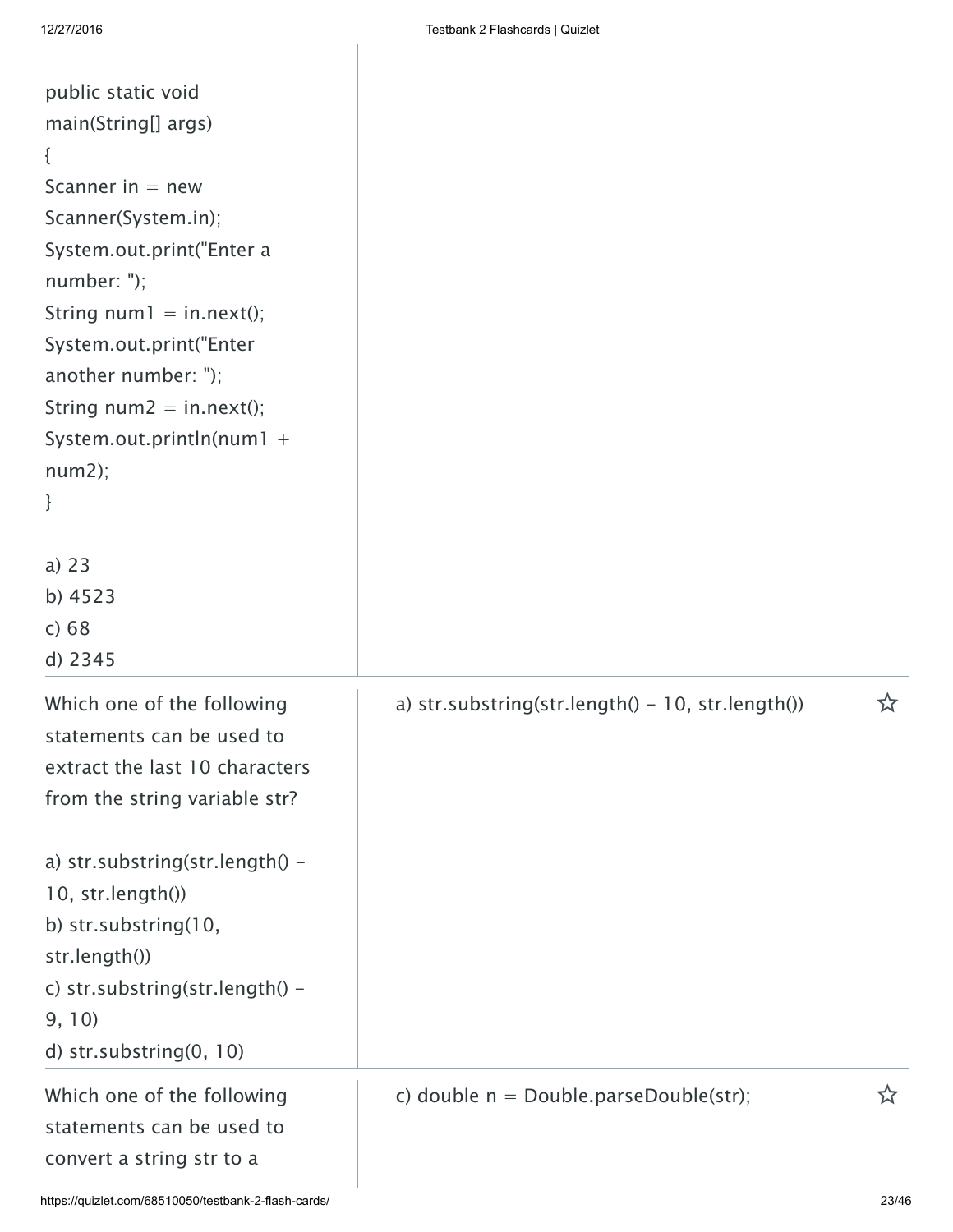```
public static void
main(String[] args)
{
Scanner in = new
Scanner(System.in);
System.out.print("Enter a
number: ");
String num1 = in.next();
System.out.print("Enter
another number: ");
String num2 = in.next();
System.out.println(num1 +
num2);
}
```

a) 23
b) 4523
c) 68
d) 2345

---

Which one of the following statements can be used to extract the last 10 characters from the string variable str?

a) str.substring(str.length() - 10, str.length())
b) str.substring(10, str.length())
c) str.substring(str.length() - 9, 10)
d) str.substring(0, 10)

**Answer:** a) str.substring(str.length() - 10, str.length())

---

Which one of the following statements can be used to convert a string str to a

**Answer:** c) double n = Double.parseDouble(str);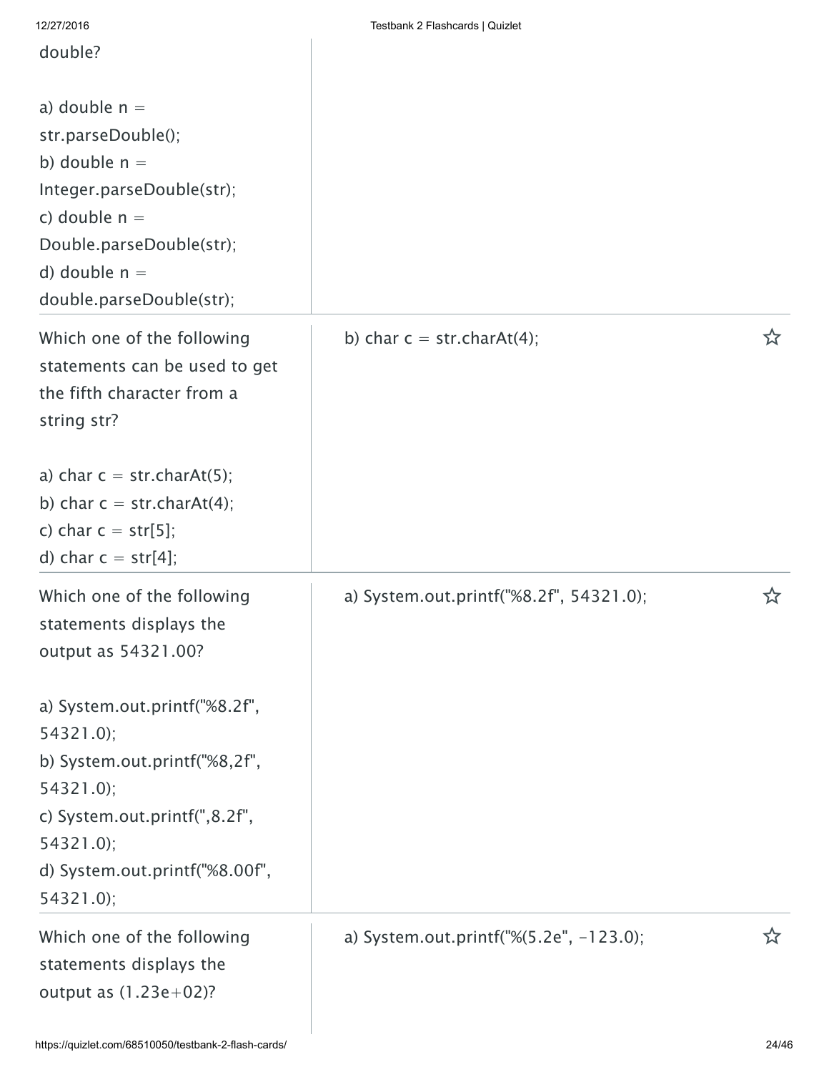double?

a) double n = str.parseDouble();
b) double n = Integer.parseDouble(str);
c) double n = Double.parseDouble(str);
d) double n = double.parseDouble(str);

| Question | Answer |
|---|---|
| Which one of the following statements can be used to get the fifth character from a string str?<br><br>a) char c = str.charAt(5);<br>b) char c = str.charAt(4);<br>c) char c = str[5];<br>d) char c = str[4]; | b) char c = str.charAt(4); |
| Which one of the following statements displays the output as 54321.00?<br><br>a) System.out.printf("%8.2f", 54321.0);<br>b) System.out.printf("%8,2f", 54321.0);<br>c) System.out.printf(",8.2f", 54321.0);<br>d) System.out.printf("%8.00f", 54321.0); | a) System.out.printf("%8.2f", 54321.0); |
| Which one of the following statements displays the output as (1.23e+02)? | a) System.out.printf("%(5.2e", -123.0); |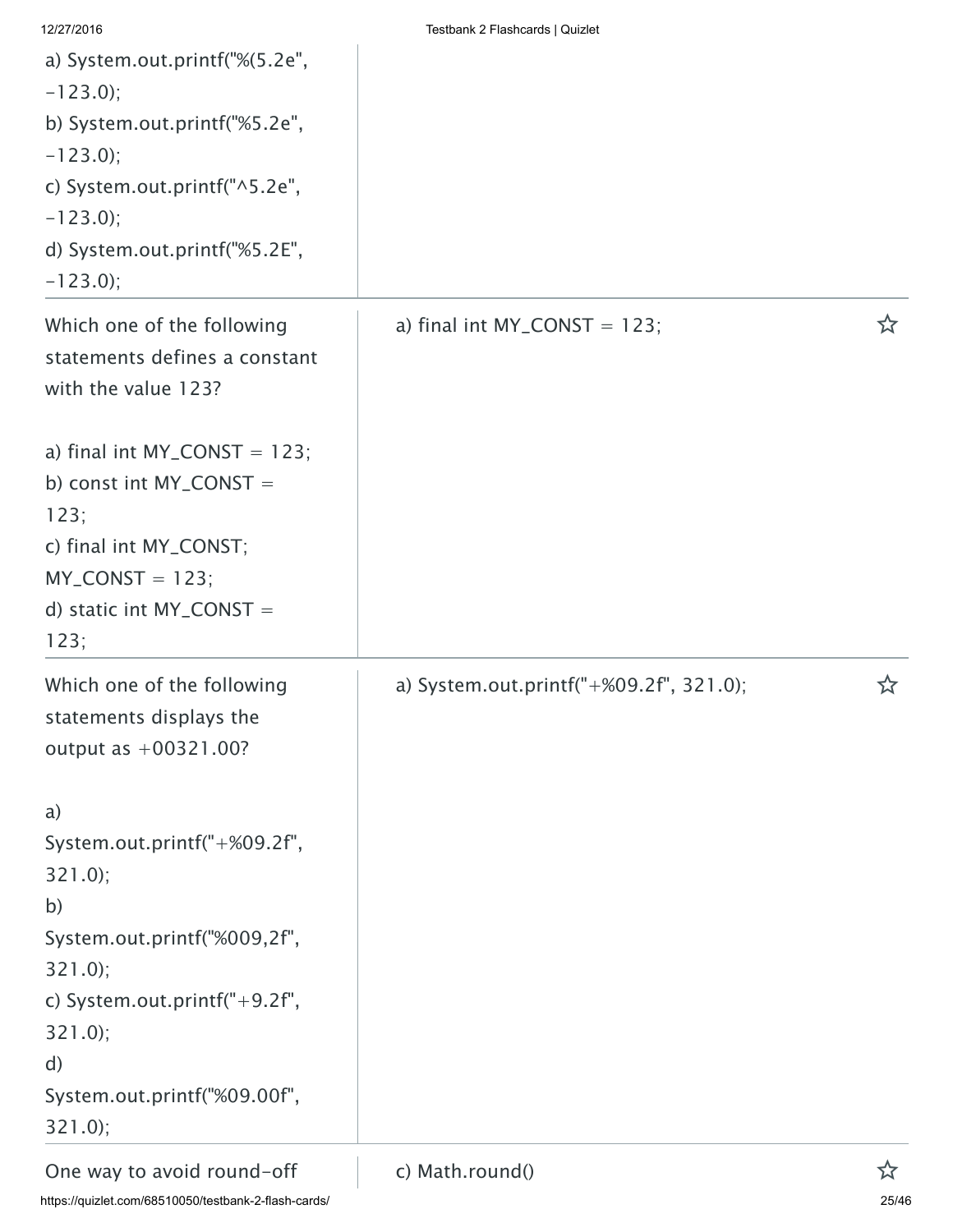a) System.out.printf("%(5.2e", -123.0);
b) System.out.printf("%5.2e", -123.0);
c) System.out.printf("^5.2e", -123.0);
d) System.out.printf("%5.2E", -123.0);

| | |
|---|---|
| Which one of the following statements defines a constant with the value 123?<br><br>a) final int MY_CONST = 123;<br>b) const int MY_CONST = 123;<br>c) final int MY_CONST; MY_CONST = 123;<br>d) static int MY_CONST = 123; | a) final int MY_CONST = 123; |
| Which one of the following statements displays the output as +00321.00?<br><br>a) System.out.printf("+%09.2f", 321.0);<br>b) System.out.printf("%009,2f", 321.0);<br>c) System.out.printf("+9.2f", 321.0);<br>d) System.out.printf("%09.00f", 321.0); | a) System.out.printf("+%09.2f", 321.0); |
| One way to avoid round-off | c) Math.round() |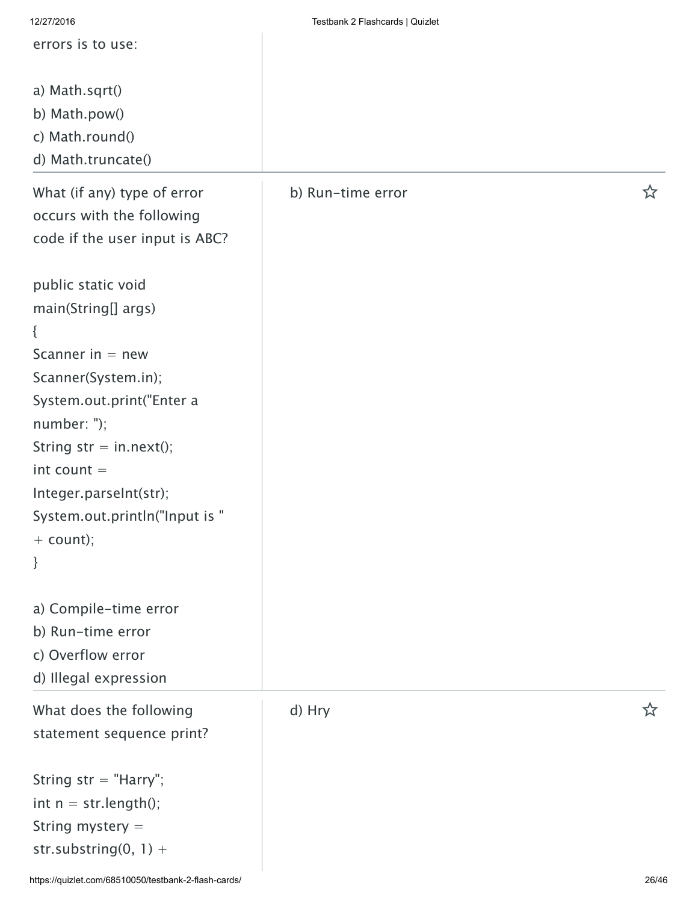errors is to use:

a) Math.sqrt()
b) Math.pow()
c) Math.round()
d) Math.truncate()

---

What (if any) type of error occurs with the following code if the user input is ABC?

```
public static void
main(String[] args)
{
Scanner in = new
Scanner(System.in);
System.out.print("Enter a
number: ");
String str = in.next();
int count =
Integer.parseInt(str);
System.out.println("Input is "
+ count);
}
```

a) Compile-time error
b) Run-time error
c) Overflow error
d) Illegal expression

**Answer:** b) Run-time error

---

What does the following statement sequence print?

```
String str = "Harry";
int n = str.length();
String mystery =
str.substring(0, 1) +
```

**Answer:** d) Hry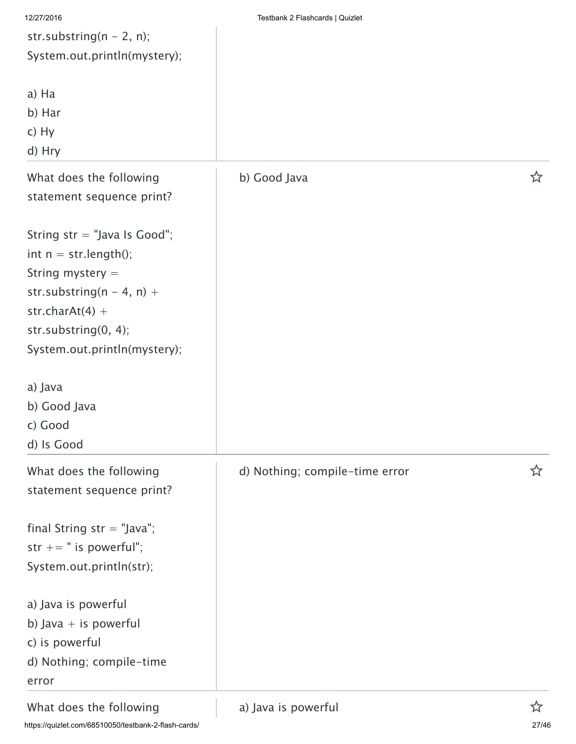```
str.substring(n - 2, n);
System.out.println(mystery);
```

a) Ha
b) Har
c) Hy
d) Hry

---

What does the following statement sequence print?

```
String str = "Java Is Good";
int n = str.length();
String mystery =
str.substring(n - 4, n) +
str.charAt(4) +
str.substring(0, 4);
System.out.println(mystery);
```

a) Java
b) Good Java
c) Good
d) Is Good

**Answer:** b) Good Java

---

What does the following statement sequence print?

```
final String str = "Java";
str += " is powerful";
System.out.println(str);
```

a) Java is powerful
b) Java + is powerful
c) is powerful
d) Nothing; compile-time error

**Answer:** d) Nothing; compile-time error

---

What does the following

**Answer:** a) Java is powerful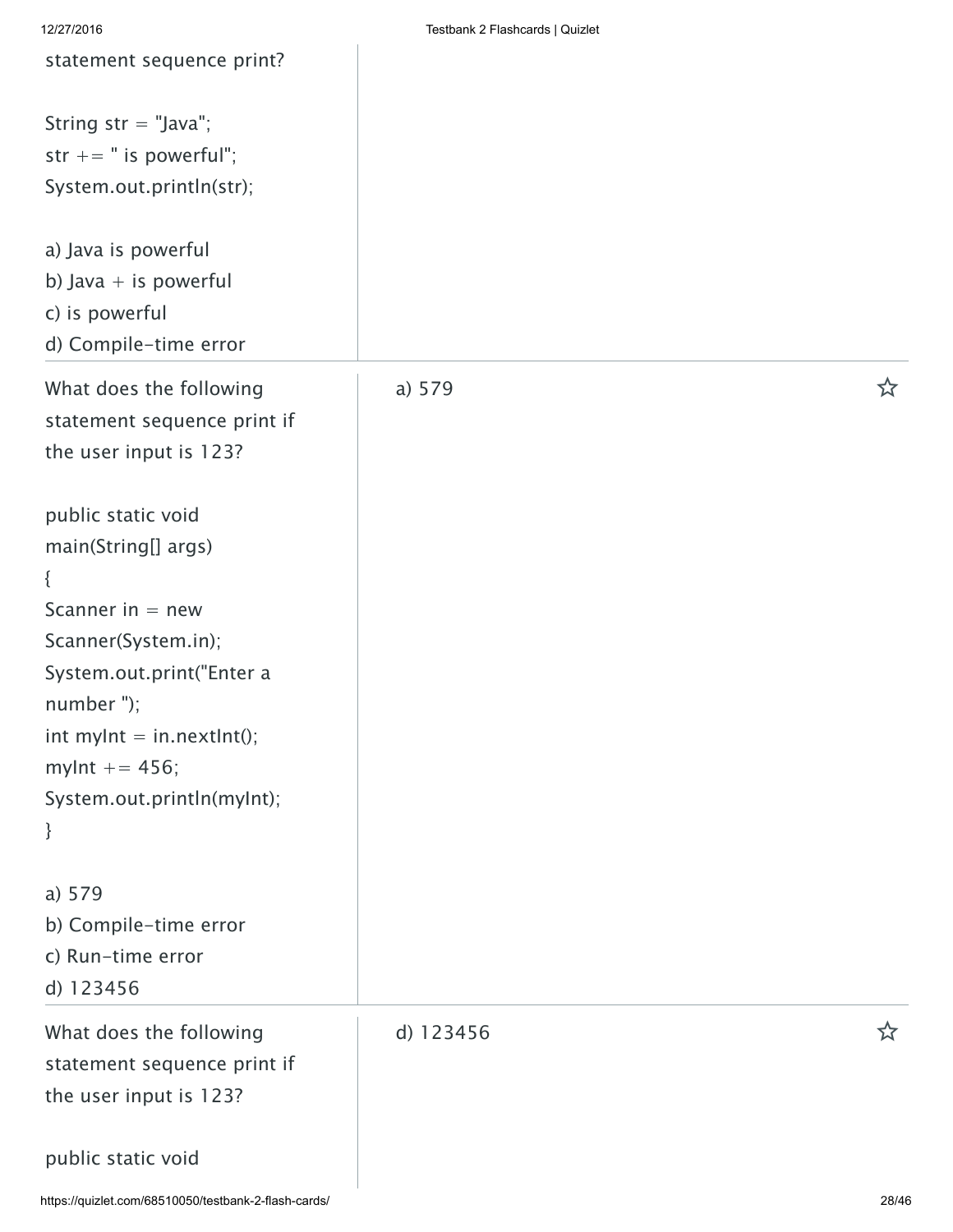statement sequence print?

```
String str = "Java";
str += " is powerful";
System.out.println(str);
```

a) Java is powerful
b) Java + is powerful
c) is powerful
d) Compile-time error

---

What does the following statement sequence print if the user input is 123?

```
public static void
main(String[] args)
{
Scanner in = new
Scanner(System.in);
System.out.print("Enter a
number ");
int myInt = in.nextInt();
myInt += 456;
System.out.println(myInt);
}
```

a) 579
b) Compile-time error
c) Run-time error
d) 123456

**Answer:** a) 579

---

What does the following statement sequence print if the user input is 123?

```
public static void
```

**Answer:** d) 123456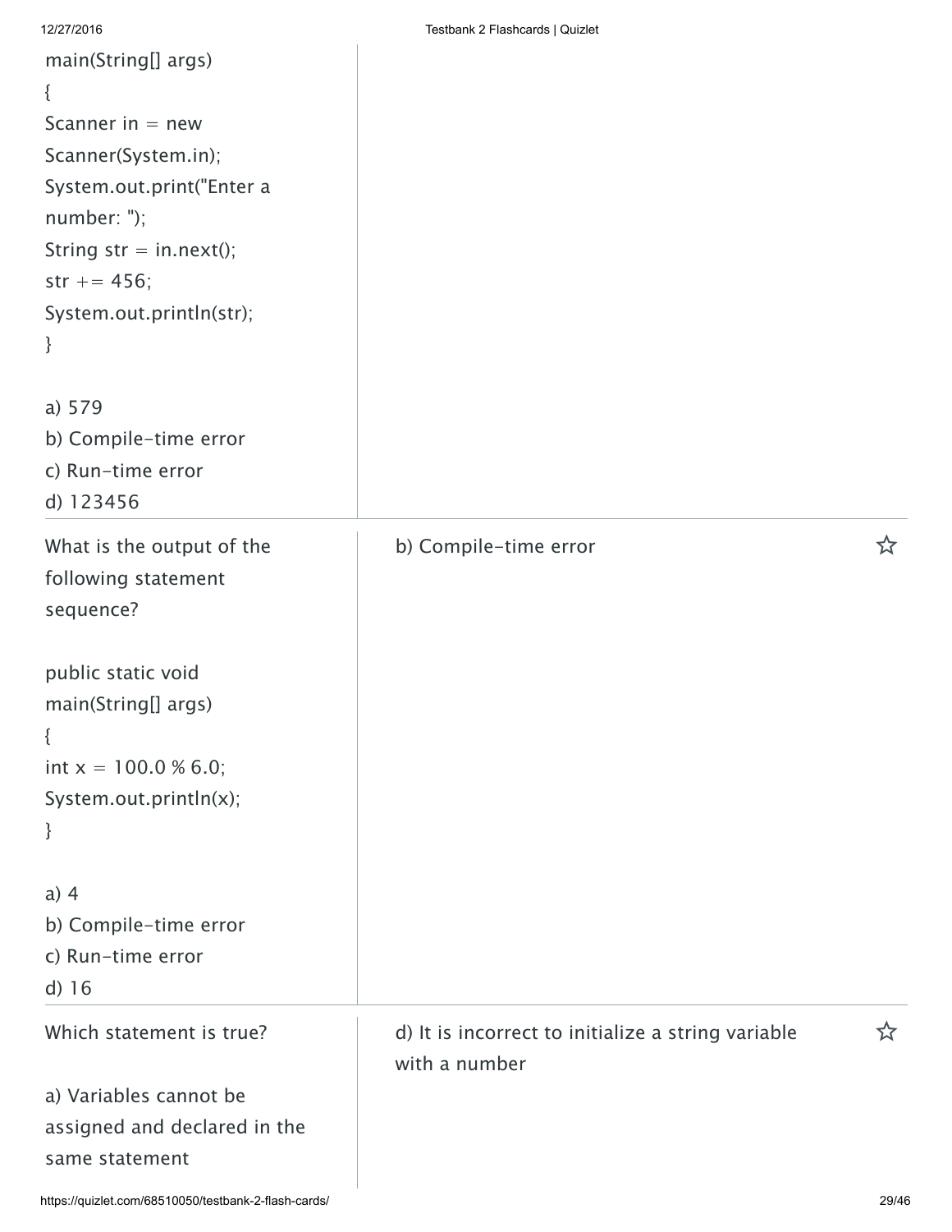```
main(String[] args)
{
Scanner in = new
Scanner(System.in);
System.out.print("Enter a
number: ");
String str = in.next();
str += 456;
System.out.println(str);
}
```

a) 579
b) Compile-time error
c) Run-time error
d) 123456

---

What is the output of the following statement sequence?

```
public static void
main(String[] args)
{
int x = 100.0 % 6.0;
System.out.println(x);
}
```

a) 4
b) Compile-time error
c) Run-time error
d) 16

b) Compile-time error

---

Which statement is true?

a) Variables cannot be assigned and declared in the same statement

d) It is incorrect to initialize a string variable with a number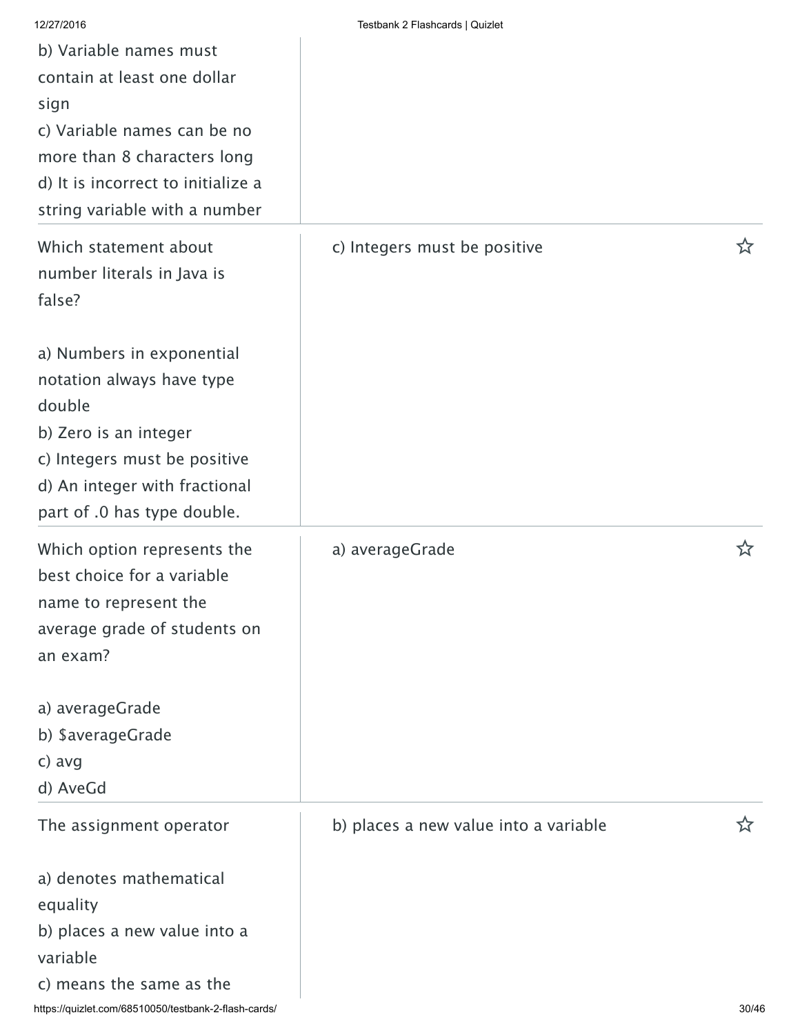b) Variable names must contain at least one dollar sign
c) Variable names can be no more than 8 characters long
d) It is incorrect to initialize a string variable with a number

| Question | Answer |
| --- | --- |
| Which statement about number literals in Java is false?<br><br>a) Numbers in exponential notation always have type double<br>b) Zero is an integer<br>c) Integers must be positive<br>d) An integer with fractional part of .0 has type double. | c) Integers must be positive |
| Which option represents the best choice for a variable name to represent the average grade of students on an exam?<br><br>a) averageGrade<br>b) $averageGrade<br>c) avg<br>d) AveGd | a) averageGrade |
| The assignment operator<br><br>a) denotes mathematical equality<br>b) places a new value into a variable<br>c) means the same as the | b) places a new value into a variable |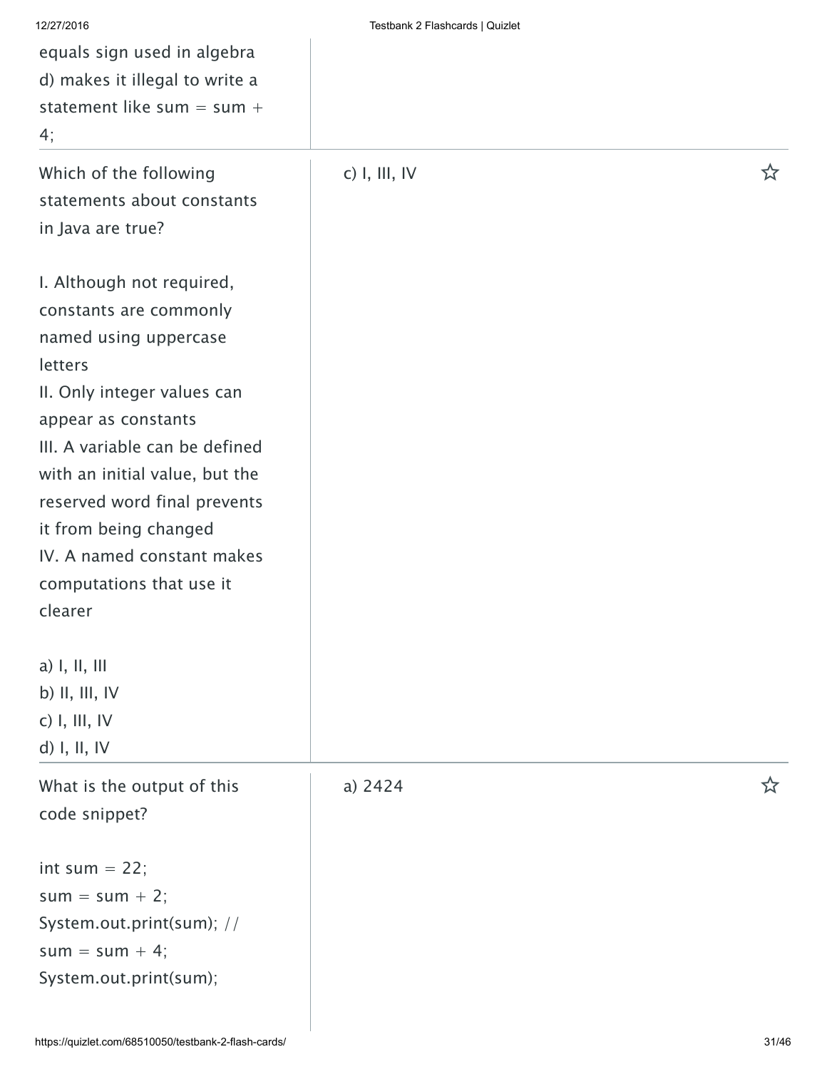equals sign used in algebra
d) makes it illegal to write a statement like sum = sum + 4;

---

Which of the following statements about constants in Java are true?

I. Although not required, constants are commonly named using uppercase letters
II. Only integer values can appear as constants
III. A variable can be defined with an initial value, but the reserved word final prevents it from being changed
IV. A named constant makes computations that use it clearer

a) I, II, III
b) II, III, IV
c) I, III, IV
d) I, II, IV

c) I, III, IV

---

What is the output of this code snippet?

```
int sum = 22;
sum = sum + 2;
System.out.print(sum); //
sum = sum + 4;
System.out.print(sum);
```

a) 2424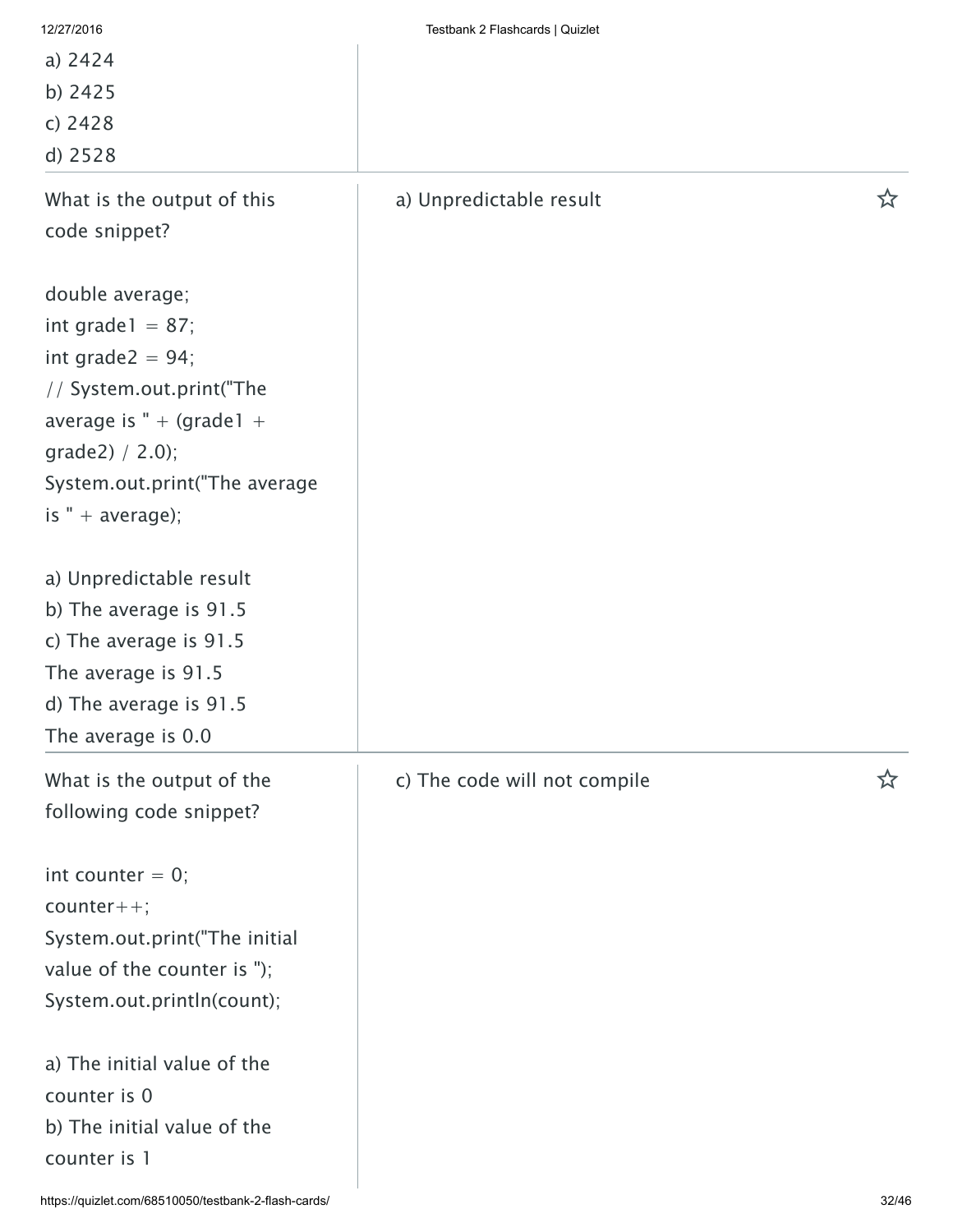a) 2424
b) 2425
c) 2428
d) 2528

---

What is the output of this code snippet?

```
double average;
int grade1 = 87;
int grade2 = 94;
// System.out.print("The average is " + (grade1 + grade2) / 2.0);
System.out.print("The average is " + average);
```

a) Unpredictable result
b) The average is 91.5
c) The average is 91.5
The average is 91.5
d) The average is 91.5
The average is 0.0

a) Unpredictable result

---

What is the output of the following code snippet?

```
int counter = 0;
counter++;
System.out.print("The initial value of the counter is ");
System.out.println(count);
```

a) The initial value of the counter is 0
b) The initial value of the counter is 1

c) The code will not compile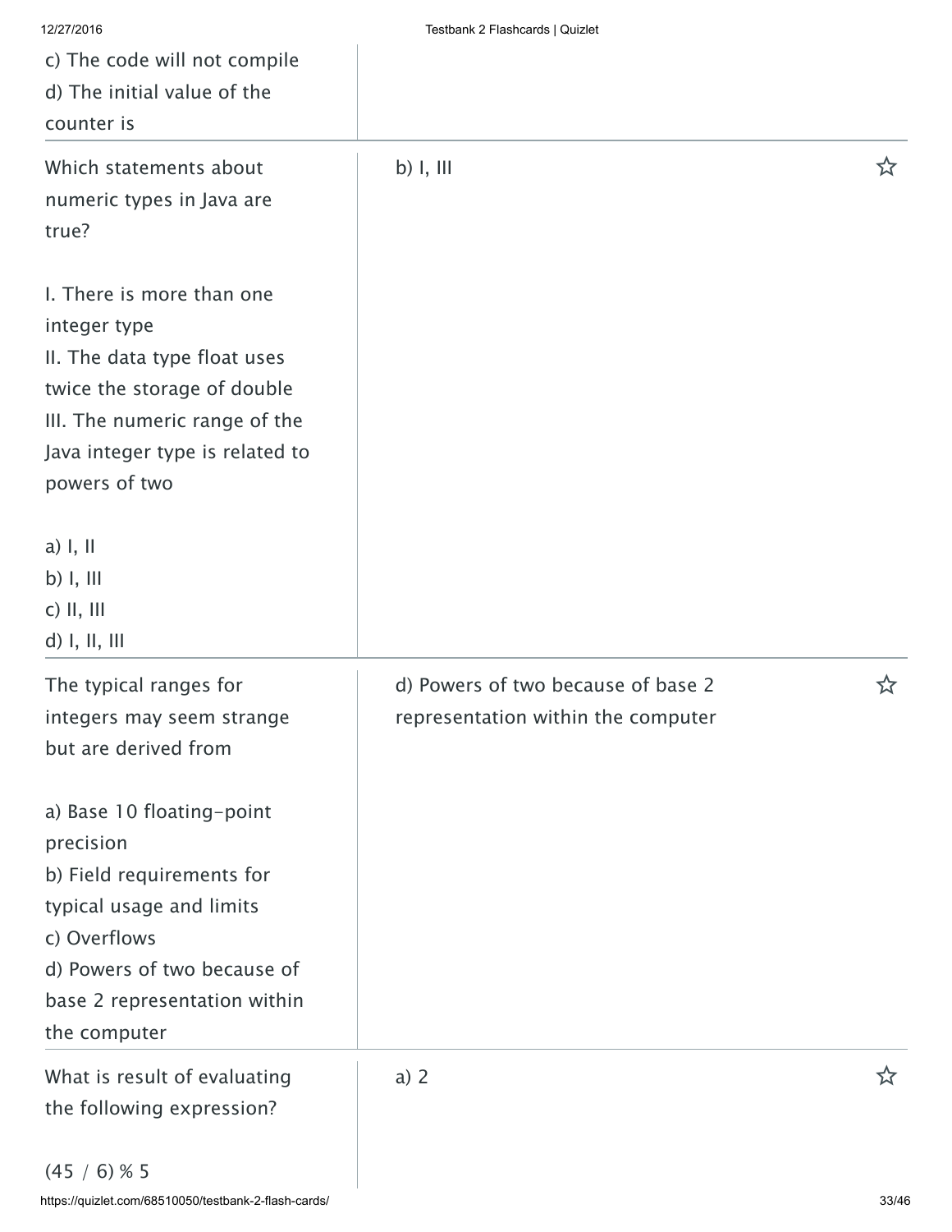c) The code will not compile
d) The initial value of the counter is

| Question | Answer |
| --- | --- |
| Which statements about numeric types in Java are true?<br><br>I. There is more than one integer type<br>II. The data type float uses twice the storage of double<br>III. The numeric range of the Java integer type is related to powers of two<br><br>a) I, II<br>b) I, III<br>c) II, III<br>d) I, II, III | b) I, III |
| The typical ranges for integers may seem strange but are derived from<br><br>a) Base 10 floating-point precision<br>b) Field requirements for typical usage and limits<br>c) Overflows<br>d) Powers of two because of base 2 representation within the computer | d) Powers of two because of base 2 representation within the computer |
| What is result of evaluating the following expression?<br><br>(45 / 6) % 5 | a) 2 |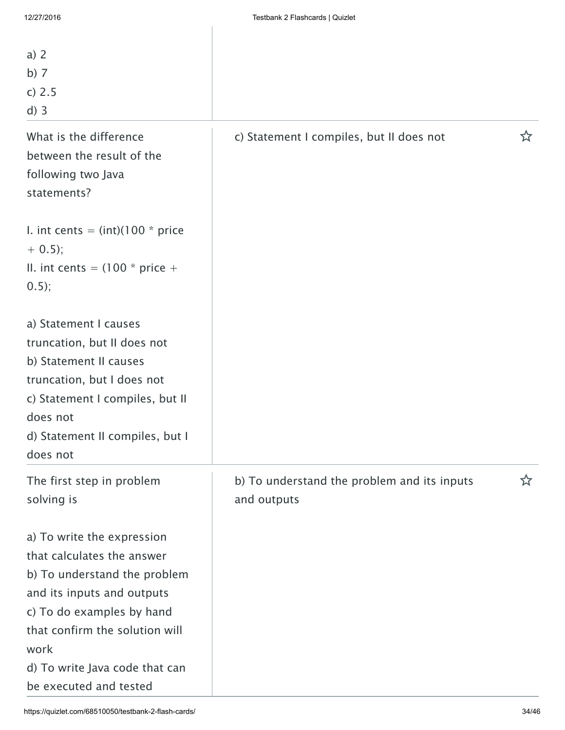a) 2
b) 7
c) 2.5
d) 3

| Term | Definition |
|---|---|
| What is the difference between the result of the following two Java statements?<br><br>I. int cents = (int)(100 * price + 0.5);<br>II. int cents = (100 * price + 0.5);<br><br>a) Statement I causes truncation, but II does not<br>b) Statement II causes truncation, but I does not<br>c) Statement I compiles, but II does not<br>d) Statement II compiles, but I does not | c) Statement I compiles, but II does not |
| The first step in problem solving is<br><br>a) To write the expression that calculates the answer<br>b) To understand the problem and its inputs and outputs<br>c) To do examples by hand that confirm the solution will work<br>d) To write Java code that can be executed and tested | b) To understand the problem and its inputs and outputs |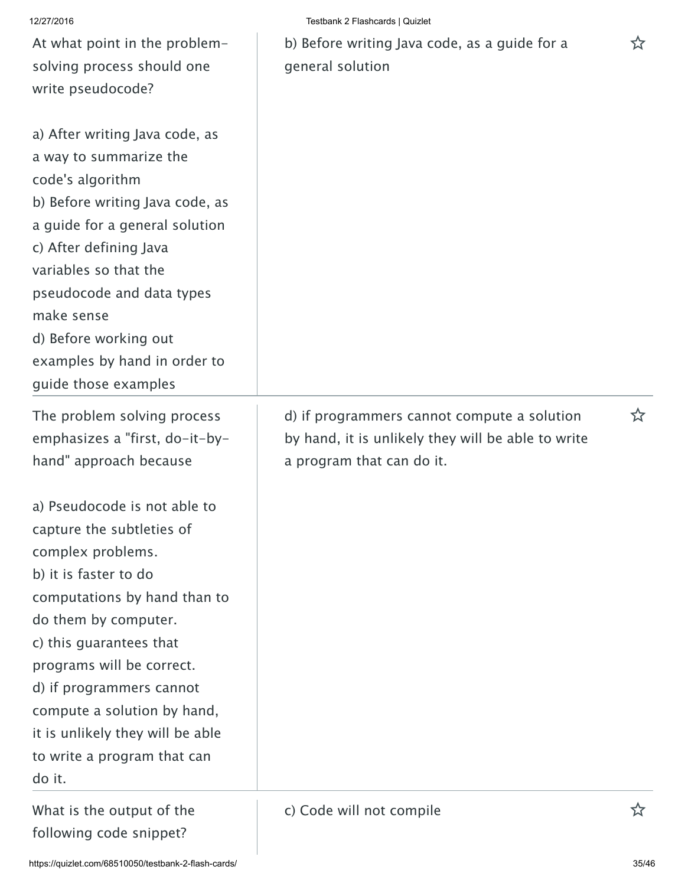| Question | Answer |
|---|---|
| At what point in the problem-solving process should one write pseudocode?<br><br>a) After writing Java code, as a way to summarize the code's algorithm<br>b) Before writing Java code, as a guide for a general solution<br>c) After defining Java variables so that the pseudocode and data types make sense<br>d) Before working out examples by hand in order to guide those examples | b) Before writing Java code, as a guide for a general solution |
| The problem solving process emphasizes a "first, do-it-by-hand" approach because<br><br>a) Pseudocode is not able to capture the subtleties of complex problems.<br>b) it is faster to do computations by hand than to do them by computer.<br>c) this guarantees that programs will be correct.<br>d) if programmers cannot compute a solution by hand, it is unlikely they will be able to write a program that can do it. | d) if programmers cannot compute a solution by hand, it is unlikely they will be able to write a program that can do it. |
| What is the output of the following code snippet? | c) Code will not compile |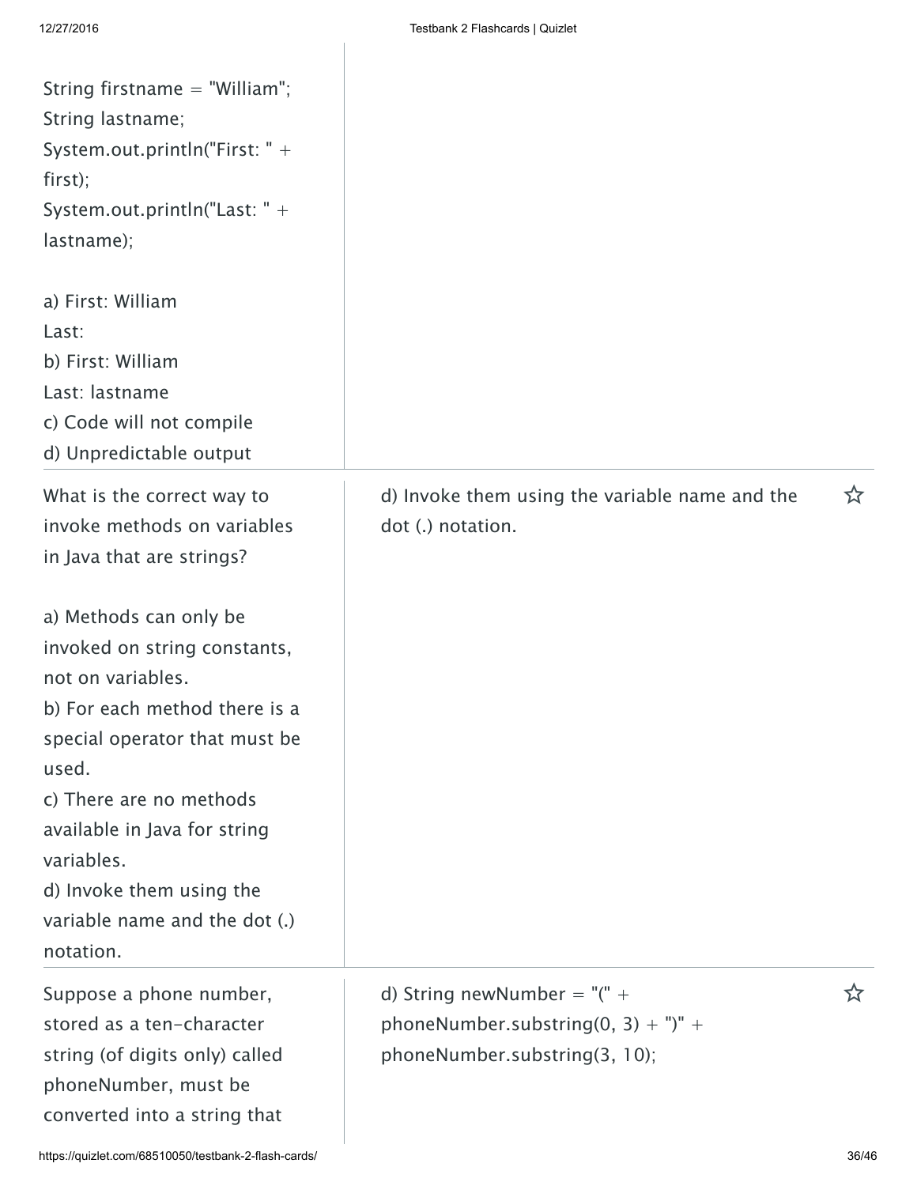```
String firstname = "William";
String lastname;
System.out.println("First: " + first);
System.out.println("Last: " + lastname);
```

a) First: William
Last:
b) First: William
Last: lastname
c) Code will not compile
d) Unpredictable output

---

What is the correct way to invoke methods on variables in Java that are strings?

a) Methods can only be invoked on string constants, not on variables.
b) For each method there is a special operator that must be used.
c) There are no methods available in Java for string variables.
d) Invoke them using the variable name and the dot (.) notation.

**Answer:** d) Invoke them using the variable name and the dot (.) notation.

---

Suppose a phone number, stored as a ten-character string (of digits only) called phoneNumber, must be converted into a string that

**Answer:** d) `String newNumber = "(" + phoneNumber.substring(0, 3) + ")" + phoneNumber.substring(3, 10);`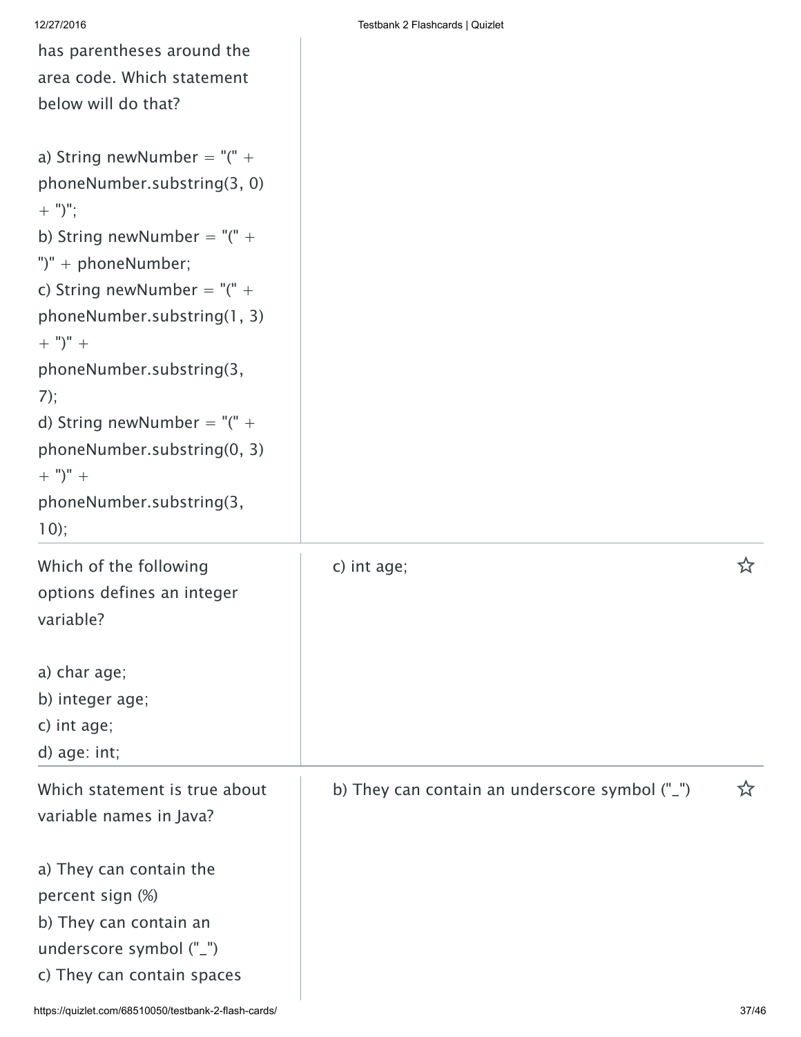has parentheses around the area code. Which statement below will do that?

a) String newNumber = "(" + phoneNumber.substring(3, 0) + ")";
b) String newNumber = "(" + ")" + phoneNumber;
c) String newNumber = "(" + phoneNumber.substring(1, 3) + ")" + phoneNumber.substring(3, 7);
d) String newNumber = "(" + phoneNumber.substring(0, 3) + ")" + phoneNumber.substring(3, 10);

| | |
|---|---|
| Which of the following options defines an integer variable?<br><br>a) char age;<br>b) integer age;<br>c) int age;<br>d) age: int; | c) int age; |
| Which statement is true about variable names in Java?<br><br>a) They can contain the percent sign (%)<br>b) They can contain an underscore symbol ("_")<br>c) They can contain spaces | b) They can contain an underscore symbol ("_") |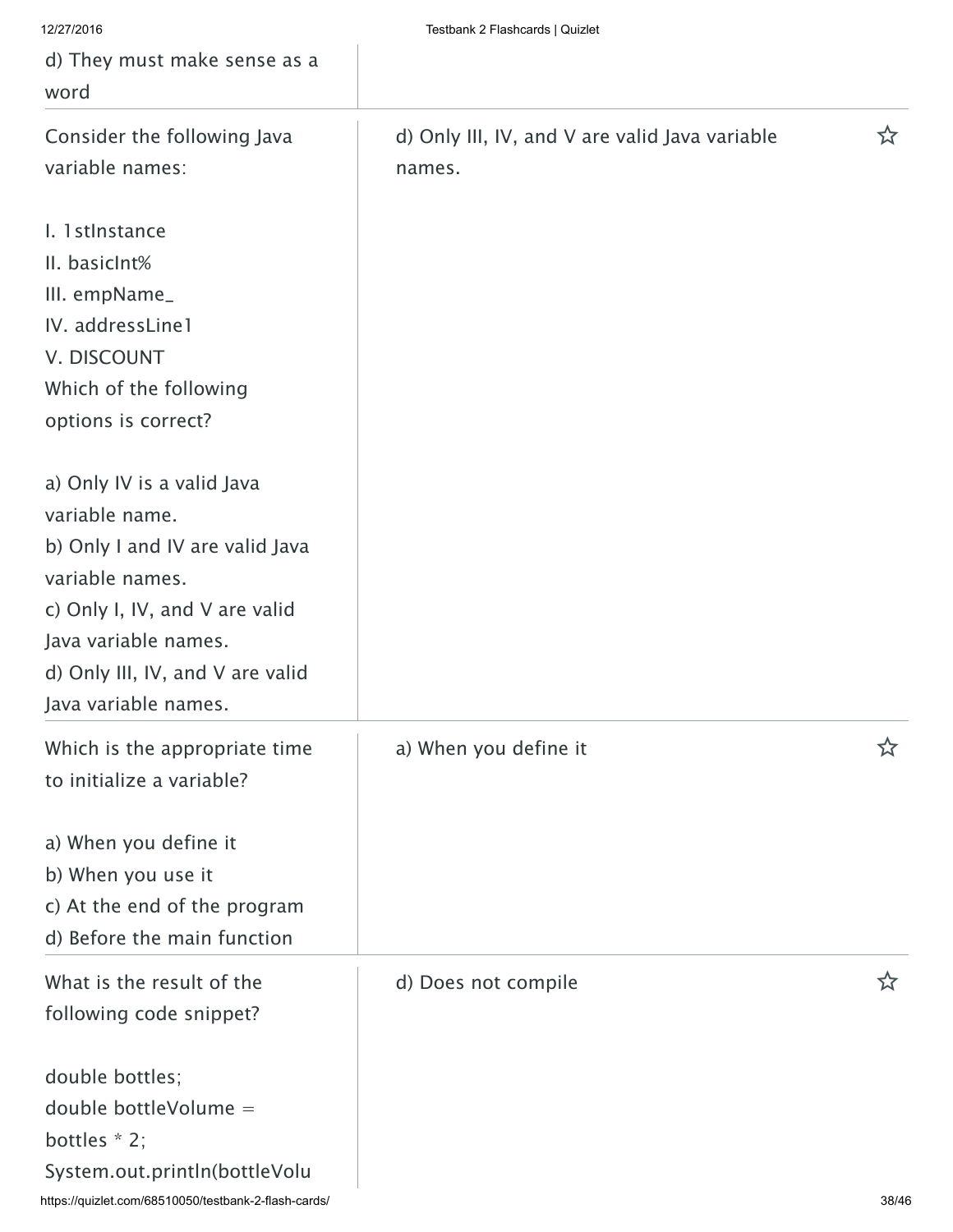| | |
|---|---|
| d) They must make sense as a word | |
| Consider the following Java variable names:<br><br>I. 1stInstance<br>II. basicInt%<br>III. empName_<br>IV. addressLine1<br>V. DISCOUNT<br>Which of the following options is correct?<br><br>a) Only IV is a valid Java variable name.<br>b) Only I and IV are valid Java variable names.<br>c) Only I, IV, and V are valid Java variable names.<br>d) Only III, IV, and V are valid Java variable names. | d) Only III, IV, and V are valid Java variable names. |
| Which is the appropriate time to initialize a variable?<br><br>a) When you define it<br>b) When you use it<br>c) At the end of the program<br>d) Before the main function | a) When you define it |
| What is the result of the following code snippet?<br><br>double bottles;<br>double bottleVolume = bottles * 2;<br>System.out.println(bottleVolu | d) Does not compile |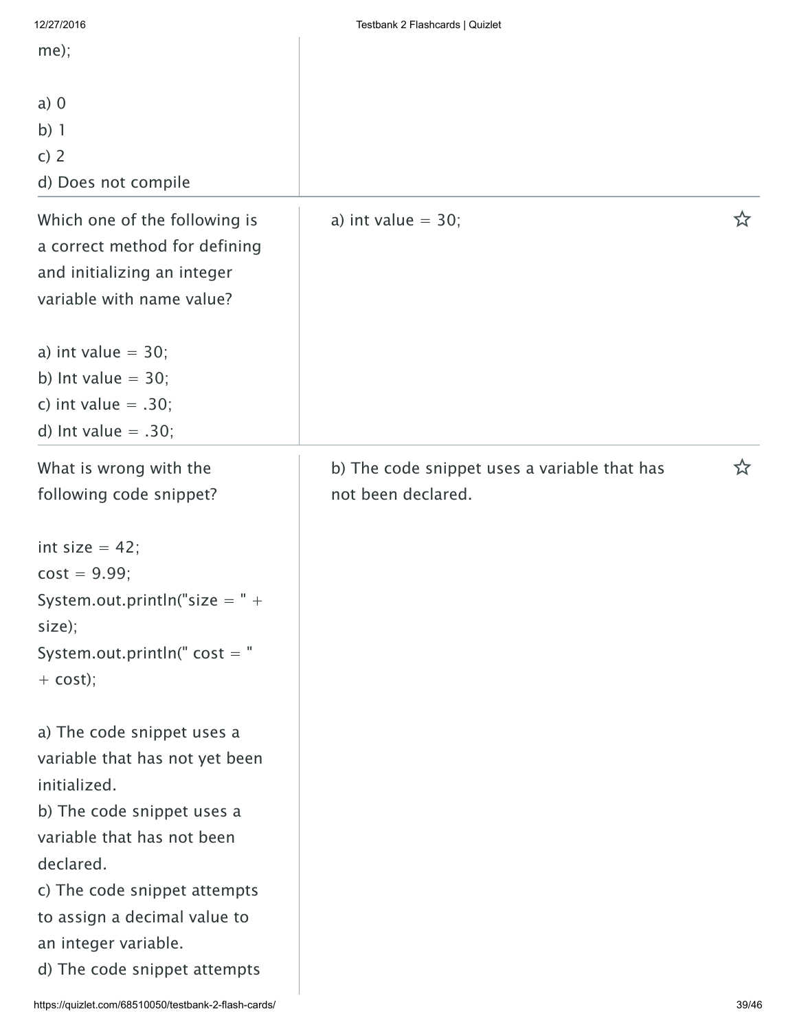me);

a) 0
b) 1
c) 2
d) Does not compile

---

Which one of the following is a correct method for defining and initializing an integer variable with name value?

a) int value = 30;
b) Int value = 30;
c) int value = .30;
d) Int value = .30;

**Answer:** a) int value = 30;

---

What is wrong with the following code snippet?

```
int size = 42;
cost = 9.99;
System.out.println("size = " + size);
System.out.println(" cost = " + cost);
```

a) The code snippet uses a variable that has not yet been initialized.
b) The code snippet uses a variable that has not been declared.
c) The code snippet attempts to assign a decimal value to an integer variable.
d) The code snippet attempts

**Answer:** b) The code snippet uses a variable that has not been declared.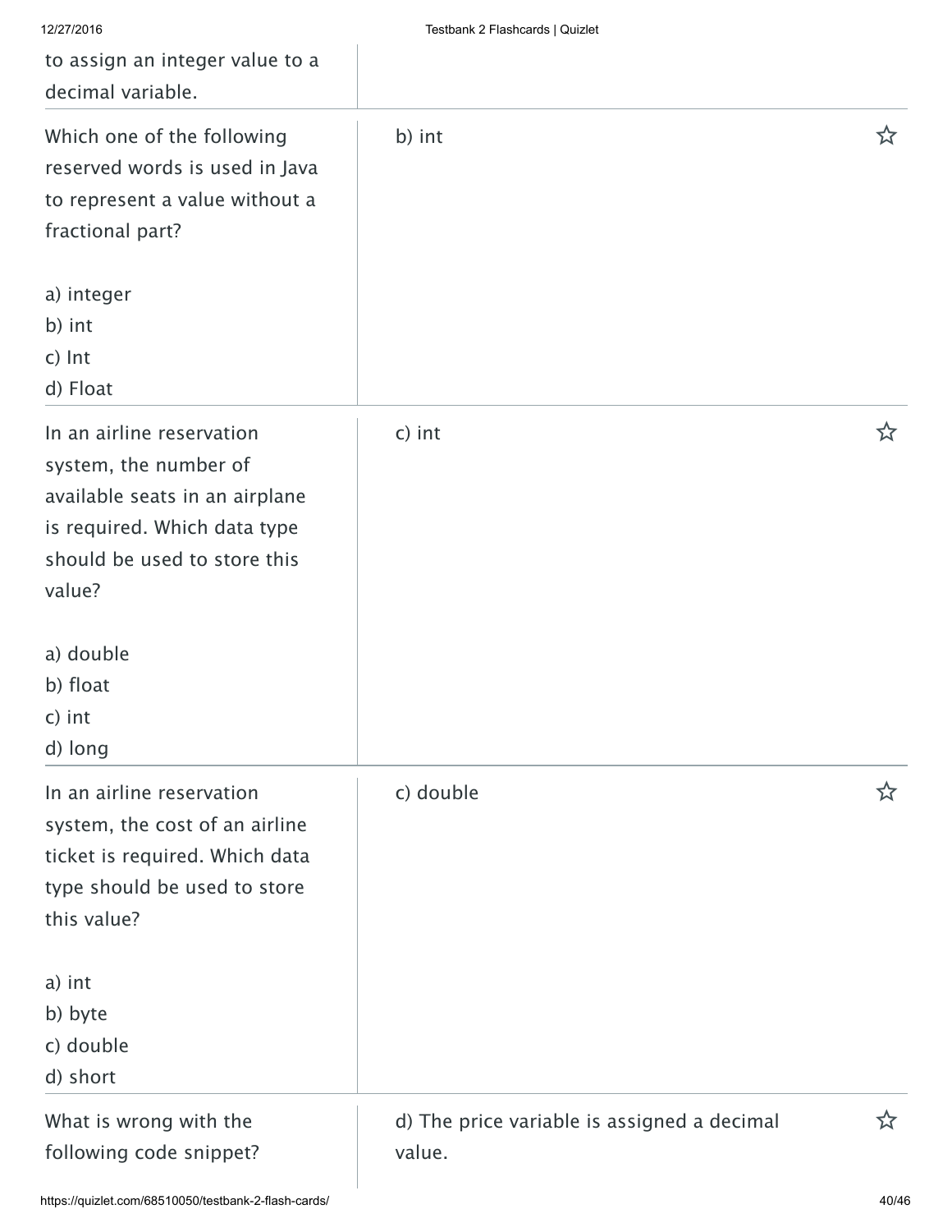| | |
|---|---|
| to assign an integer value to a decimal variable. | |
| Which one of the following reserved words is used in Java to represent a value without a fractional part?<br><br>a) integer<br>b) int<br>c) Int<br>d) Float | b) int |
| In an airline reservation system, the number of available seats in an airplane is required. Which data type should be used to store this value?<br><br>a) double<br>b) float<br>c) int<br>d) long | c) int |
| In an airline reservation system, the cost of an airline ticket is required. Which data type should be used to store this value?<br><br>a) int<br>b) byte<br>c) double<br>d) short | c) double |
| What is wrong with the following code snippet? | d) The price variable is assigned a decimal value. |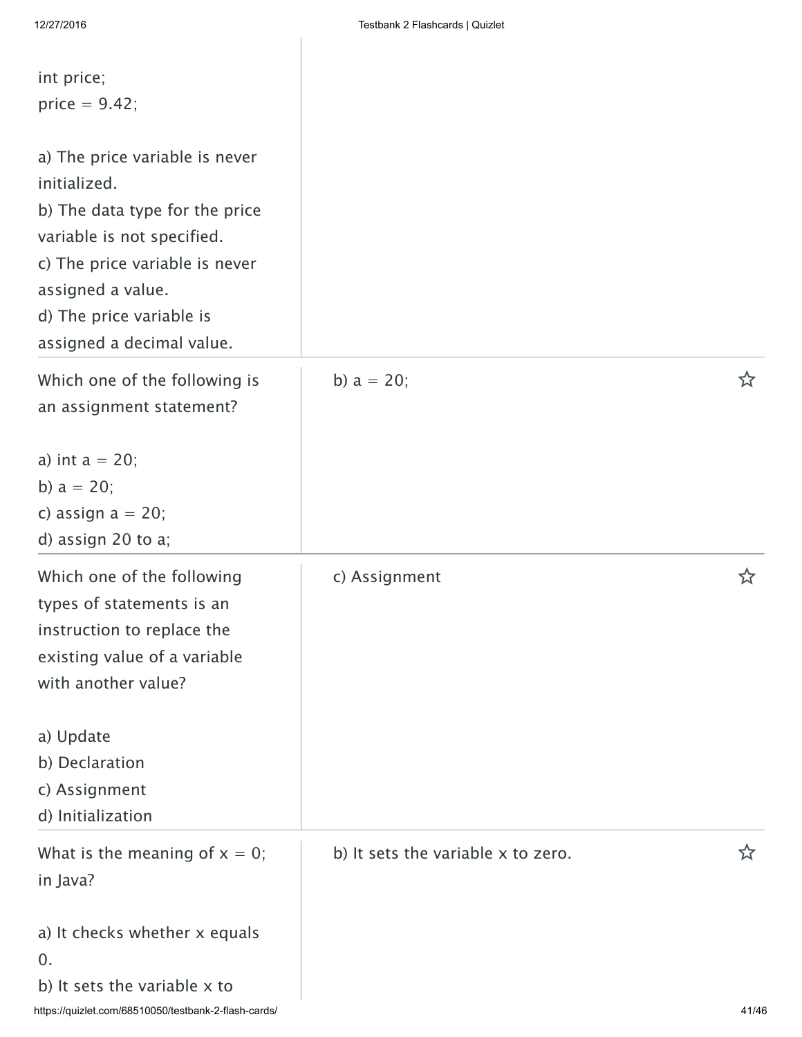```
int price;
price = 9.42;
```

a) The price variable is never initialized.
b) The data type for the price variable is not specified.
c) The price variable is never assigned a value.
d) The price variable is assigned a decimal value.

---

Which one of the following is an assignment statement?

a) int a = 20;
b) a = 20;
c) assign a = 20;
d) assign 20 to a;

b) a = 20;

---

Which one of the following types of statements is an instruction to replace the existing value of a variable with another value?

a) Update
b) Declaration
c) Assignment
d) Initialization

c) Assignment

---

What is the meaning of x = 0; in Java?

a) It checks whether x equals 0.
b) It sets the variable x to

b) It sets the variable x to zero.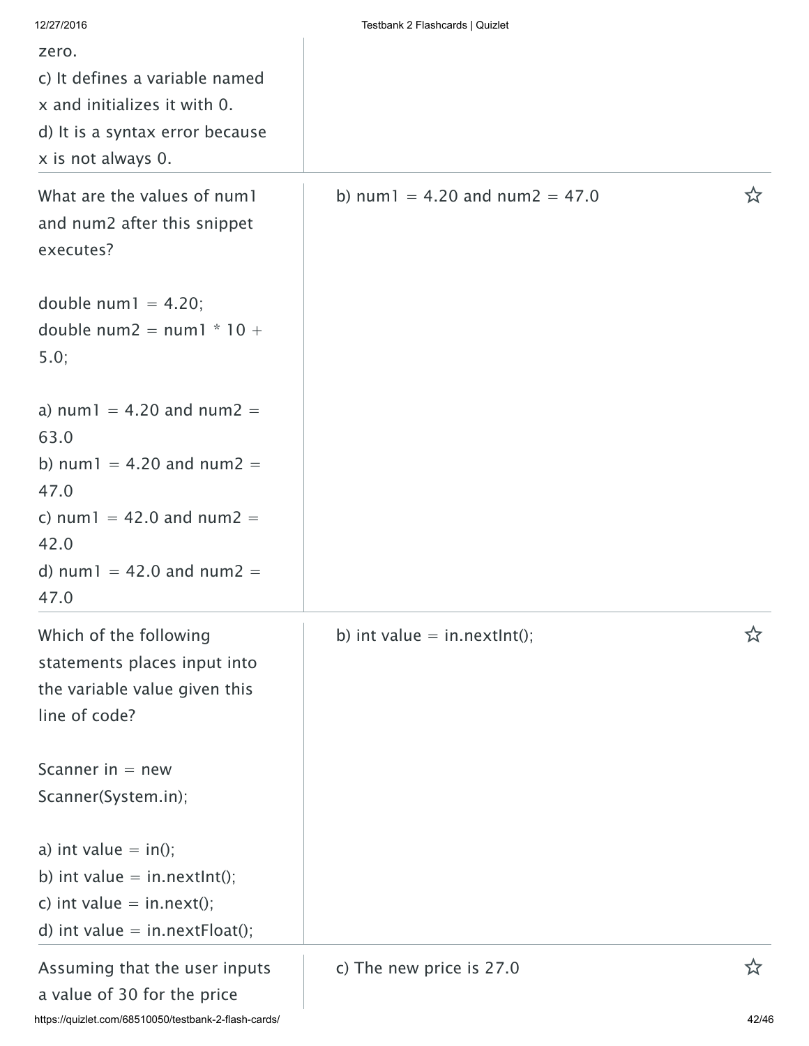zero.
c) It defines a variable named x and initializes it with 0.
d) It is a syntax error because x is not always 0.

| | |
|---|---|
| What are the values of num1 and num2 after this snippet executes?<br><br>double num1 = 4.20;<br>double num2 = num1 * 10 + 5.0;<br><br>a) num1 = 4.20 and num2 = 63.0<br>b) num1 = 4.20 and num2 = 47.0<br>c) num1 = 42.0 and num2 = 42.0<br>d) num1 = 42.0 and num2 = 47.0 | b) num1 = 4.20 and num2 = 47.0 |
| Which of the following statements places input into the variable value given this line of code?<br><br>Scanner in = new Scanner(System.in);<br><br>a) int value = in();<br>b) int value = in.nextInt();<br>c) int value = in.next();<br>d) int value = in.nextFloat(); | b) int value = in.nextInt(); |
| Assuming that the user inputs a value of 30 for the price | c) The new price is 27.0 |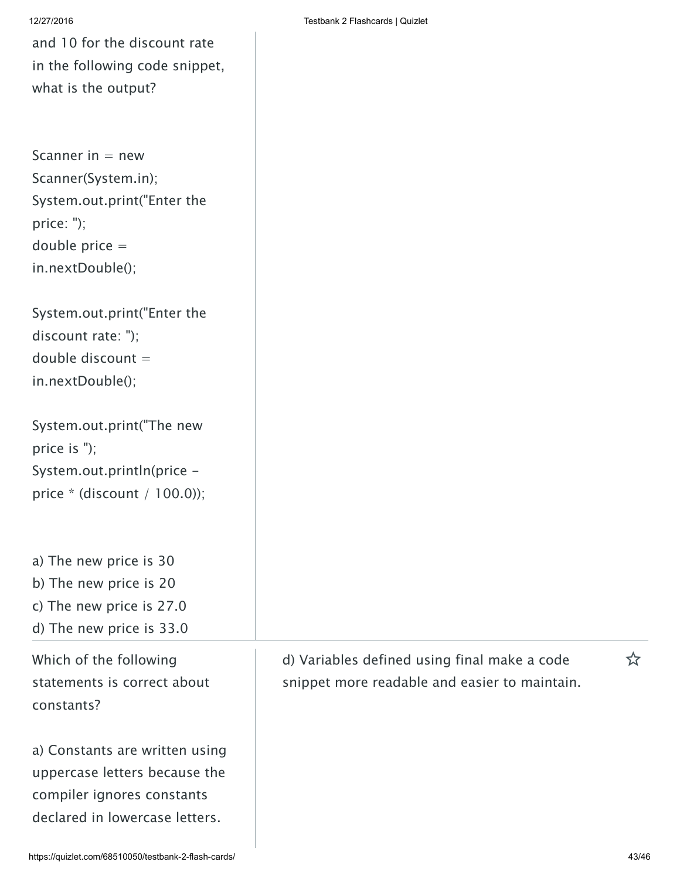and 10 for the discount rate in the following code snippet, what is the output?

```
Scanner in = new Scanner(System.in);
System.out.print("Enter the price: ");
double price = in.nextDouble();

System.out.print("Enter the discount rate: ");
double discount = in.nextDouble();

System.out.print("The new price is ");
System.out.println(price - price * (discount / 100.0));
```

a) The new price is 30
b) The new price is 20
c) The new price is 27.0
d) The new price is 33.0

---

Which of the following statements is correct about constants?

a) Constants are written using uppercase letters because the compiler ignores constants declared in lowercase letters.

d) Variables defined using final make a code snippet more readable and easier to maintain.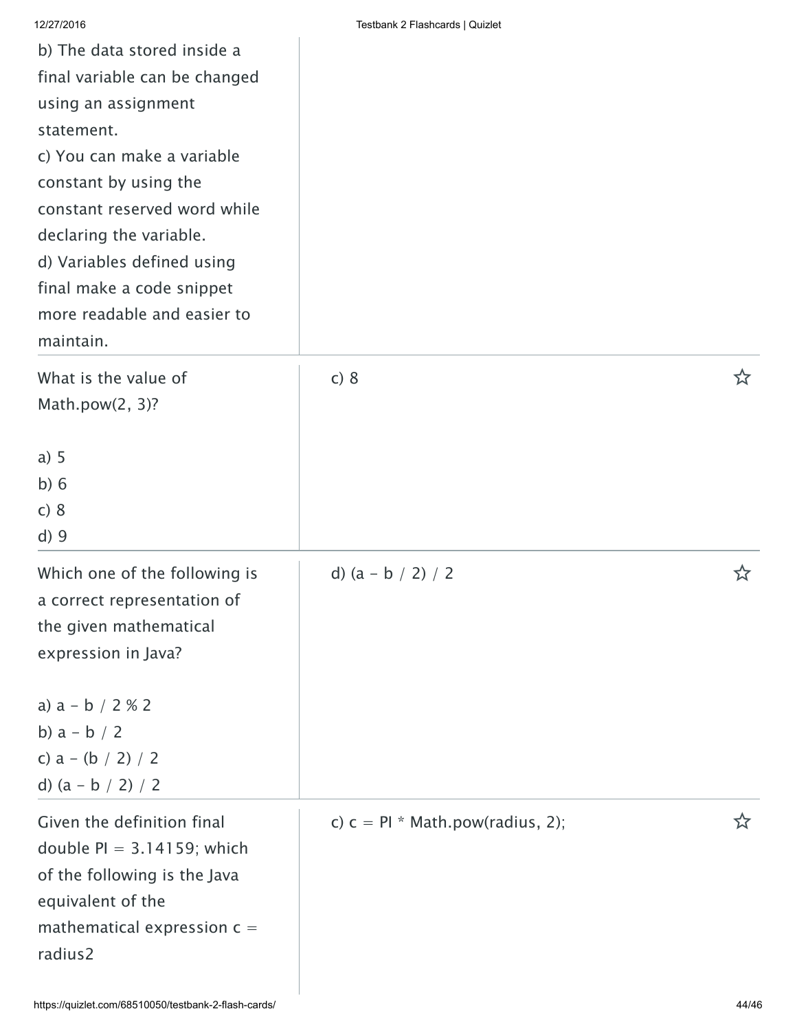| Term | Definition |
| --- | --- |
| b) The data stored inside a final variable can be changed using an assignment statement.<br>c) You can make a variable constant by using the constant reserved word while declaring the variable.<br>d) Variables defined using final make a code snippet more readable and easier to maintain. | |
| What is the value of Math.pow(2, 3)?<br><br>a) 5<br>b) 6<br>c) 8<br>d) 9 | c) 8 |
| Which one of the following is a correct representation of the given mathematical expression in Java?<br><br>a) a - b / 2 % 2<br>b) a - b / 2<br>c) a - (b / 2) / 2<br>d) (a - b / 2) / 2 | d) (a - b / 2) / 2 |
| Given the definition final double PI = 3.14159; which of the following is the Java equivalent of the mathematical expression c = radius2 | c) c = PI * Math.pow(radius, 2); |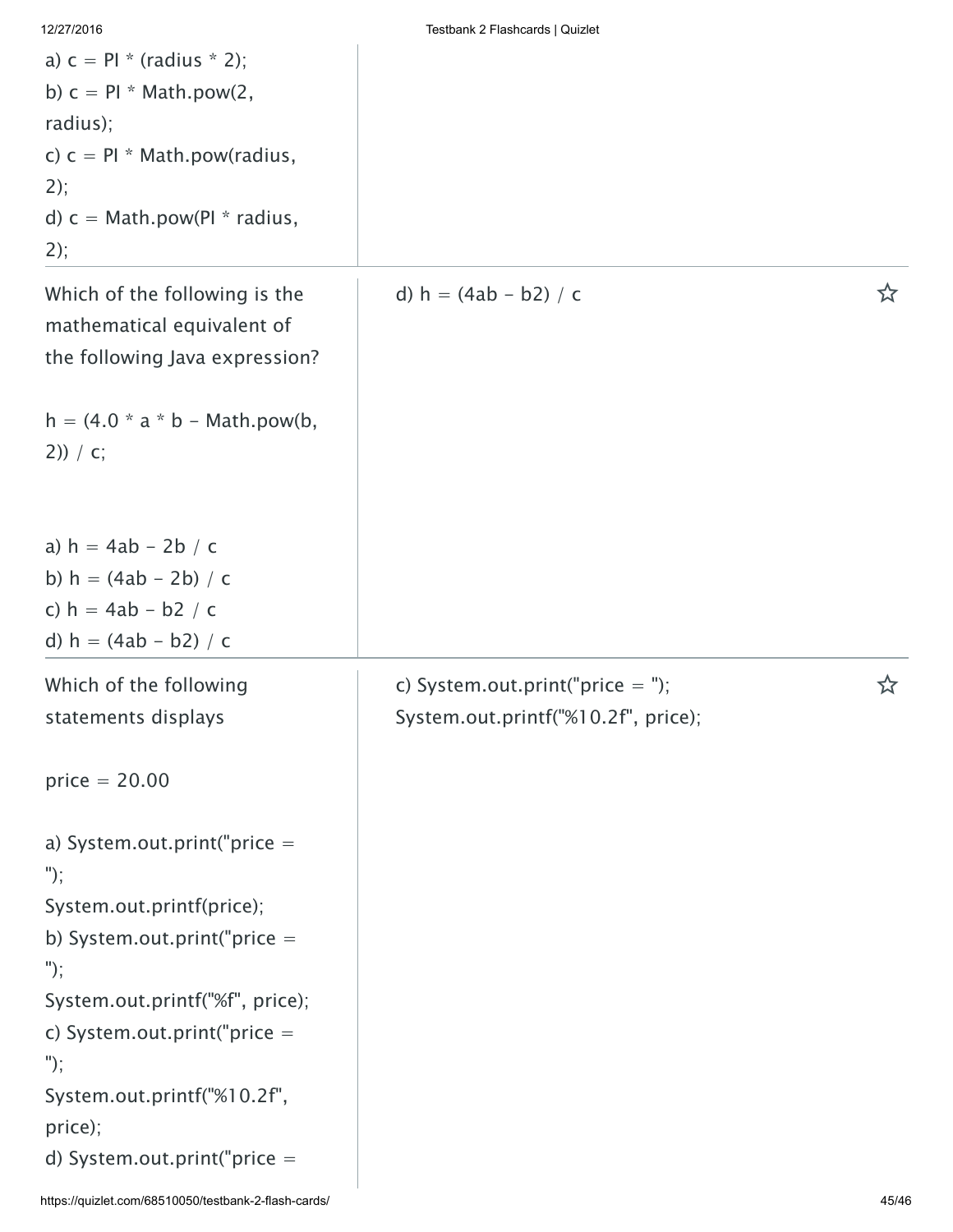a) c = PI * (radius * 2);
b) c = PI * Math.pow(2, radius);
c) c = PI * Math.pow(radius, 2);
d) c = Math.pow(PI * radius, 2);

---

Which of the following is the mathematical equivalent of the following Java expression?

```
h = (4.0 * a * b - Math.pow(b, 2)) / c;
```

a) h = 4ab - 2b / c
b) h = (4ab - 2b) / c
c) h = 4ab - b2 / c
d) h = (4ab - b2) / c

**Answer:** d) h = (4ab - b2) / c

---

Which of the following statements displays

price = 20.00

a) System.out.print("price = ");
System.out.printf(price);
b) System.out.print("price = ");
System.out.printf("%f", price);
c) System.out.print("price = ");
System.out.printf("%10.2f", price);
d) System.out.print("price =

**Answer:** c) System.out.print("price = ");
System.out.printf("%10.2f", price);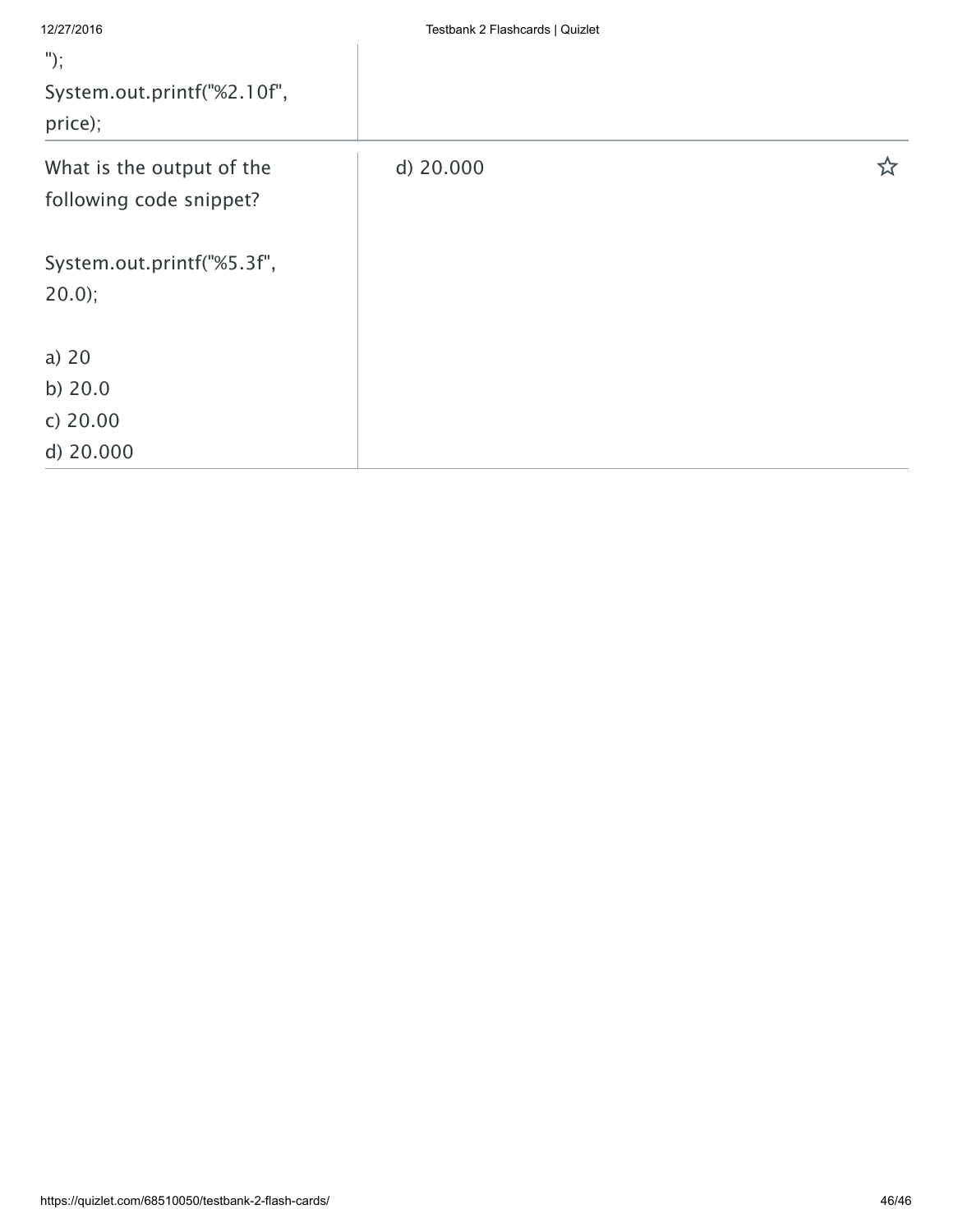");
System.out.printf("%2.10f", price);

| | |
|---|---|
| What is the output of the following code snippet?<br><br>System.out.printf("%5.3f", 20.0);<br><br>a) 20<br>b) 20.0<br>c) 20.00<br>d) 20.000 | d) 20.000 |